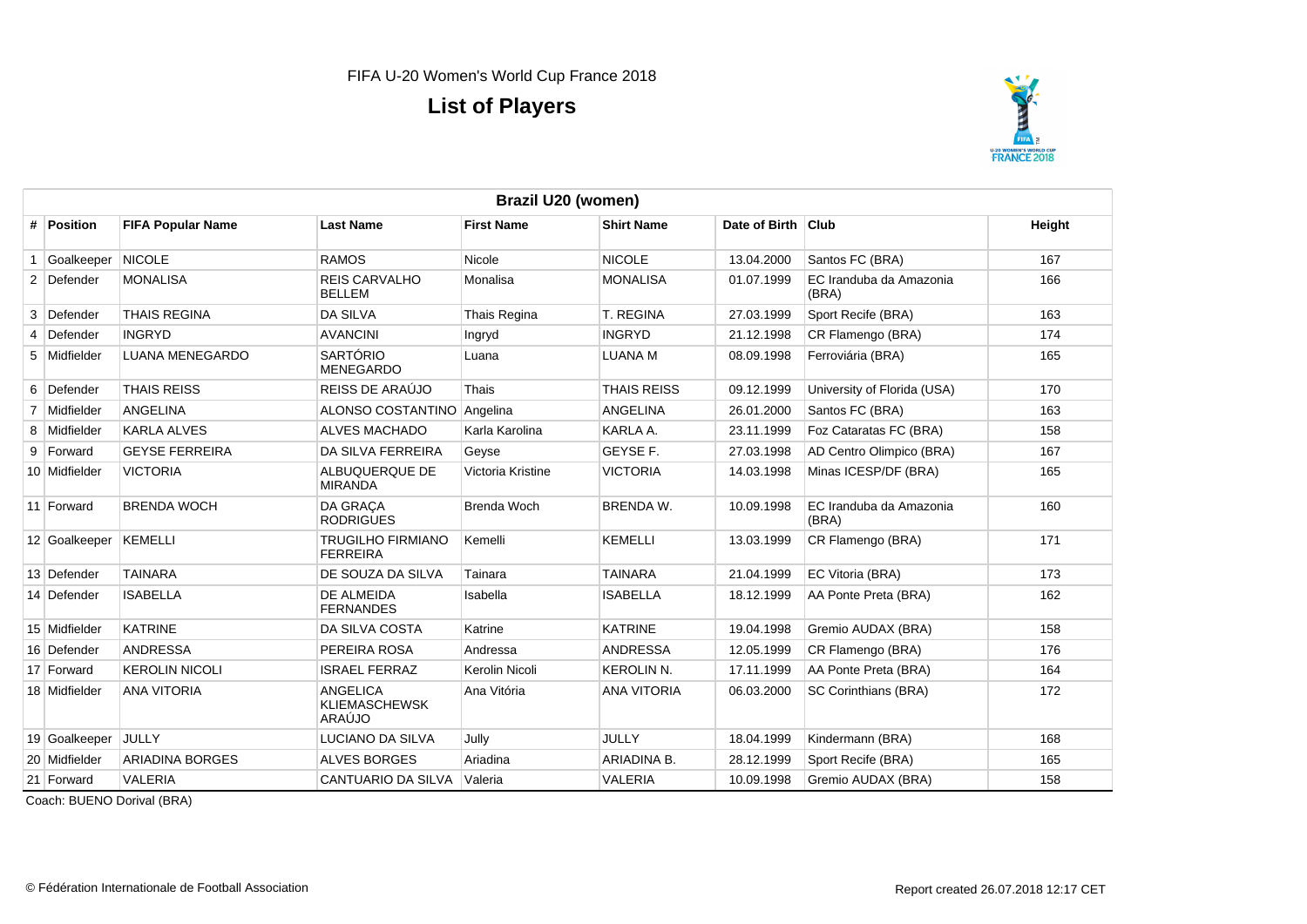FIFA U-20 Women's World Cup France 2018

# List of Players

## Brazil U20 (women)

| # | Position | FIFA Popular Name | Last Name | First Name | Shirt Name | Date of Birth | Club | Height |
|---|---|---|---|---|---|---|---|---|
| 1 | Goalkeeper | NICOLE | RAMOS | Nicole | NICOLE | 13.04.2000 | Santos FC (BRA) | 167 |
| 2 | Defender | MONALISA | REIS CARVALHO BELLEM | Monalisa | MONALISA | 01.07.1999 | EC Iranduba da Amazonia (BRA) | 166 |
| 3 | Defender | THAIS REGINA | DA SILVA | Thais Regina | T. REGINA | 27.03.1999 | Sport Recife (BRA) | 163 |
| 4 | Defender | INGRYD | AVANCINI | Ingryd | INGRYD | 21.12.1998 | CR Flamengo (BRA) | 174 |
| 5 | Midfielder | LUANA MENEGARDO | SARTÓRIO MENEGARDO | Luana | LUANA M | 08.09.1998 | Ferroviária (BRA) | 165 |
| 6 | Defender | THAIS REISS | REISS DE ARAÚJO | Thais | THAIS REISS | 09.12.1999 | University of Florida (USA) | 170 |
| 7 | Midfielder | ANGELINA | ALONSO COSTANTINO | Angelina | ANGELINA | 26.01.2000 | Santos FC (BRA) | 163 |
| 8 | Midfielder | KARLA ALVES | ALVES MACHADO | Karla Karolina | KARLA A. | 23.11.1999 | Foz Cataratas FC (BRA) | 158 |
| 9 | Forward | GEYSE FERREIRA | DA SILVA FERREIRA | Geyse | GEYSE F. | 27.03.1998 | AD Centro Olimpico (BRA) | 167 |
| 10 | Midfielder | VICTORIA | ALBUQUERQUE DE MIRANDA | Victoria Kristine | VICTORIA | 14.03.1998 | Minas ICESP/DF (BRA) | 165 |
| 11 | Forward | BRENDA WOCH | DA GRAÇA RODRIGUES | Brenda Woch | BRENDA W. | 10.09.1998 | EC Iranduba da Amazonia (BRA) | 160 |
| 12 | Goalkeeper | KEMELLI | TRUGILHO FIRMIANO FERREIRA | Kemelli | KEMELLI | 13.03.1999 | CR Flamengo (BRA) | 171 |
| 13 | Defender | TAINARA | DE SOUZA DA SILVA | Tainara | TAINARA | 21.04.1999 | EC Vitoria (BRA) | 173 |
| 14 | Defender | ISABELLA | DE ALMEIDA FERNANDES | Isabella | ISABELLA | 18.12.1999 | AA Ponte Preta (BRA) | 162 |
| 15 | Midfielder | KATRINE | DA SILVA COSTA | Katrine | KATRINE | 19.04.1998 | Gremio AUDAX (BRA) | 158 |
| 16 | Defender | ANDRESSA | PEREIRA ROSA | Andressa | ANDRESSA | 12.05.1999 | CR Flamengo (BRA) | 176 |
| 17 | Forward | KEROLIN NICOLI | ISRAEL FERRAZ | Kerolin Nicoli | KEROLIN N. | 17.11.1999 | AA Ponte Preta (BRA) | 164 |
| 18 | Midfielder | ANA VITORIA | ANGELICA KLIEMASCHEWSK ARAÚJO | Ana Vitória | ANA VITORIA | 06.03.2000 | SC Corinthians (BRA) | 172 |
| 19 | Goalkeeper | JULLY | LUCIANO DA SILVA | Jully | JULLY | 18.04.1999 | Kindermann (BRA) | 168 |
| 20 | Midfielder | ARIADINA BORGES | ALVES BORGES | Ariadina | ARIADINA B. | 28.12.1999 | Sport Recife (BRA) | 165 |
| 21 | Forward | VALERIA | CANTUARIO DA SILVA | Valeria | VALERIA | 10.09.1998 | Gremio AUDAX (BRA) | 158 |

Coach: BUENO Dorival (BRA)

© Fédération Internationale de Football Association

Report created 26.07.2018 12:17 CET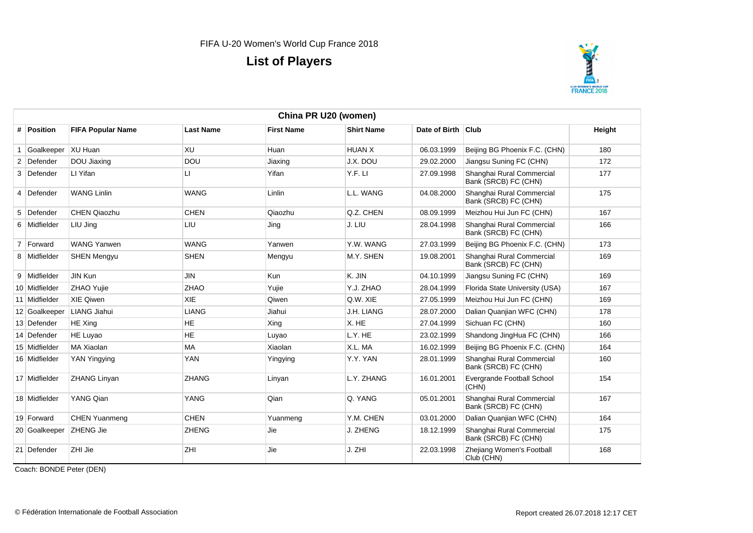FIFA U-20 Women's World Cup France 2018

# List of Players

## China PR U20 (women)

| # | Position | FIFA Popular Name | Last Name | First Name | Shirt Name | Date of Birth | Club | Height |
|---|---|---|---|---|---|---|---|---|
| 1 | Goalkeeper | XU Huan | XU | Huan | HUAN X | 06.03.1999 | Beijing BG Phoenix F.C. (CHN) | 180 |
| 2 | Defender | DOU Jiaxing | DOU | Jiaxing | J.X. DOU | 29.02.2000 | Jiangsu Suning FC (CHN) | 172 |
| 3 | Defender | LI Yifan | LI | Yifan | Y.F. LI | 27.09.1998 | Shanghai Rural Commercial Bank (SRCB) FC (CHN) | 177 |
| 4 | Defender | WANG Linlin | WANG | Linlin | L.L. WANG | 04.08.2000 | Shanghai Rural Commercial Bank (SRCB) FC (CHN) | 175 |
| 5 | Defender | CHEN Qiaozhu | CHEN | Qiaozhu | Q.Z. CHEN | 08.09.1999 | Meizhou Hui Jun FC (CHN) | 167 |
| 6 | Midfielder | LIU Jing | LIU | Jing | J. LIU | 28.04.1998 | Shanghai Rural Commercial Bank (SRCB) FC (CHN) | 166 |
| 7 | Forward | WANG Yanwen | WANG | Yanwen | Y.W. WANG | 27.03.1999 | Beijing BG Phoenix F.C. (CHN) | 173 |
| 8 | Midfielder | SHEN Mengyu | SHEN | Mengyu | M.Y. SHEN | 19.08.2001 | Shanghai Rural Commercial Bank (SRCB) FC (CHN) | 169 |
| 9 | Midfielder | JIN Kun | JIN | Kun | K. JIN | 04.10.1999 | Jiangsu Suning FC (CHN) | 169 |
| 10 | Midfielder | ZHAO Yujie | ZHAO | Yujie | Y.J. ZHAO | 28.04.1999 | Florida State University (USA) | 167 |
| 11 | Midfielder | XIE Qiwen | XIE | Qiwen | Q.W. XIE | 27.05.1999 | Meizhou Hui Jun FC (CHN) | 169 |
| 12 | Goalkeeper | LIANG Jiahui | LIANG | Jiahui | J.H. LIANG | 28.07.2000 | Dalian Quanjian WFC (CHN) | 178 |
| 13 | Defender | HE Xing | HE | Xing | X. HE | 27.04.1999 | Sichuan FC (CHN) | 160 |
| 14 | Defender | HE Luyao | HE | Luyao | L.Y. HE | 23.02.1999 | Shandong JingHua FC (CHN) | 166 |
| 15 | Midfielder | MA Xiaolan | MA | Xiaolan | X.L. MA | 16.02.1999 | Beijing BG Phoenix F.C. (CHN) | 164 |
| 16 | Midfielder | YAN Yingying | YAN | Yingying | Y.Y. YAN | 28.01.1999 | Shanghai Rural Commercial Bank (SRCB) FC (CHN) | 160 |
| 17 | Midfielder | ZHANG Linyan | ZHANG | Linyan | L.Y. ZHANG | 16.01.2001 | Evergrande Football School (CHN) | 154 |
| 18 | Midfielder | YANG Qian | YANG | Qian | Q. YANG | 05.01.2001 | Shanghai Rural Commercial Bank (SRCB) FC (CHN) | 167 |
| 19 | Forward | CHEN Yuanmeng | CHEN | Yuanmeng | Y.M. CHEN | 03.01.2000 | Dalian Quanjian WFC (CHN) | 164 |
| 20 | Goalkeeper | ZHENG Jie | ZHENG | Jie | J. ZHENG | 18.12.1999 | Shanghai Rural Commercial Bank (SRCB) FC (CHN) | 175 |
| 21 | Defender | ZHI Jie | ZHI | Jie | J. ZHI | 22.03.1998 | Zhejiang Women's Football Club (CHN) | 168 |

Coach: BONDE Peter (DEN)

© Fédération Internationale de Football Association

Report created 26.07.2018 12:17 CET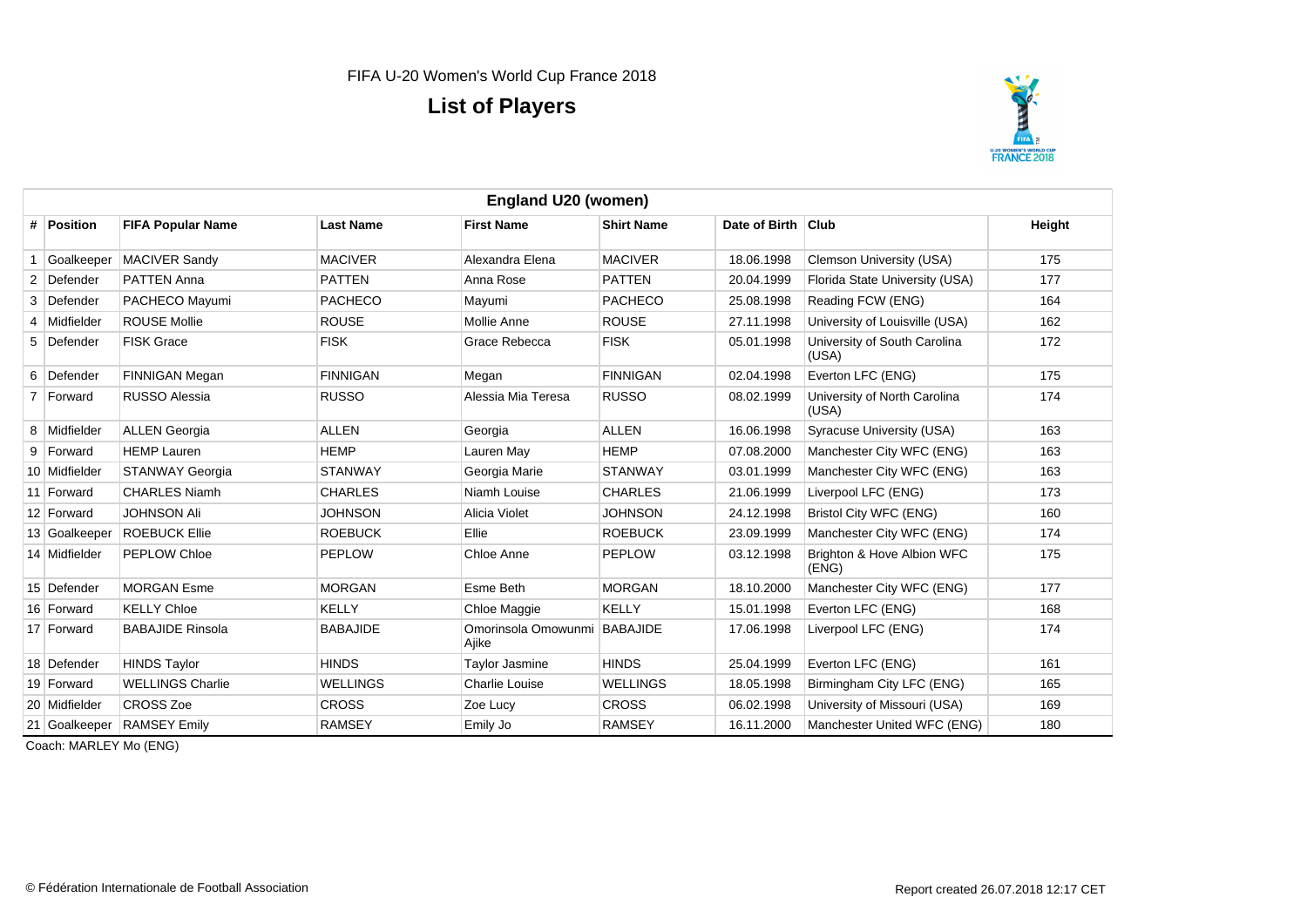FIFA U-20 Women's World Cup France 2018

# List of Players

## England U20 (women)

| # | Position | FIFA Popular Name | Last Name | First Name | Shirt Name | Date of Birth | Club | Height |
|---|---|---|---|---|---|---|---|---|
| 1 | Goalkeeper | MACIVER Sandy | MACIVER | Alexandra Elena | MACIVER | 18.06.1998 | Clemson University (USA) | 175 |
| 2 | Defender | PATTEN Anna | PATTEN | Anna Rose | PATTEN | 20.04.1999 | Florida State University (USA) | 177 |
| 3 | Defender | PACHECO Mayumi | PACHECO | Mayumi | PACHECO | 25.08.1998 | Reading FCW (ENG) | 164 |
| 4 | Midfielder | ROUSE Mollie | ROUSE | Mollie Anne | ROUSE | 27.11.1998 | University of Louisville (USA) | 162 |
| 5 | Defender | FISK Grace | FISK | Grace Rebecca | FISK | 05.01.1998 | University of South Carolina (USA) | 172 |
| 6 | Defender | FINNIGAN Megan | FINNIGAN | Megan | FINNIGAN | 02.04.1998 | Everton LFC (ENG) | 175 |
| 7 | Forward | RUSSO Alessia | RUSSO | Alessia Mia Teresa | RUSSO | 08.02.1999 | University of North Carolina (USA) | 174 |
| 8 | Midfielder | ALLEN Georgia | ALLEN | Georgia | ALLEN | 16.06.1998 | Syracuse University (USA) | 163 |
| 9 | Forward | HEMP Lauren | HEMP | Lauren May | HEMP | 07.08.2000 | Manchester City WFC (ENG) | 163 |
| 10 | Midfielder | STANWAY Georgia | STANWAY | Georgia Marie | STANWAY | 03.01.1999 | Manchester City WFC (ENG) | 163 |
| 11 | Forward | CHARLES Niamh | CHARLES | Niamh Louise | CHARLES | 21.06.1999 | Liverpool LFC (ENG) | 173 |
| 12 | Forward | JOHNSON Ali | JOHNSON | Alicia Violet | JOHNSON | 24.12.1998 | Bristol City WFC (ENG) | 160 |
| 13 | Goalkeeper | ROEBUCK Ellie | ROEBUCK | Ellie | ROEBUCK | 23.09.1999 | Manchester City WFC (ENG) | 174 |
| 14 | Midfielder | PEPLOW Chloe | PEPLOW | Chloe Anne | PEPLOW | 03.12.1998 | Brighton & Hove Albion WFC (ENG) | 175 |
| 15 | Defender | MORGAN Esme | MORGAN | Esme Beth | MORGAN | 18.10.2000 | Manchester City WFC (ENG) | 177 |
| 16 | Forward | KELLY Chloe | KELLY | Chloe Maggie | KELLY | 15.01.1998 | Everton LFC (ENG) | 168 |
| 17 | Forward | BABAJIDE Rinsola | BABAJIDE | Omorinsola Omowunmi Ajike | BABAJIDE | 17.06.1998 | Liverpool LFC (ENG) | 174 |
| 18 | Defender | HINDS Taylor | HINDS | Taylor Jasmine | HINDS | 25.04.1999 | Everton LFC (ENG) | 161 |
| 19 | Forward | WELLINGS Charlie | WELLINGS | Charlie Louise | WELLINGS | 18.05.1998 | Birmingham City LFC (ENG) | 165 |
| 20 | Midfielder | CROSS Zoe | CROSS | Zoe Lucy | CROSS | 06.02.1998 | University of Missouri (USA) | 169 |
| 21 | Goalkeeper | RAMSEY Emily | RAMSEY | Emily Jo | RAMSEY | 16.11.2000 | Manchester United WFC (ENG) | 180 |

Coach: MARLEY Mo (ENG)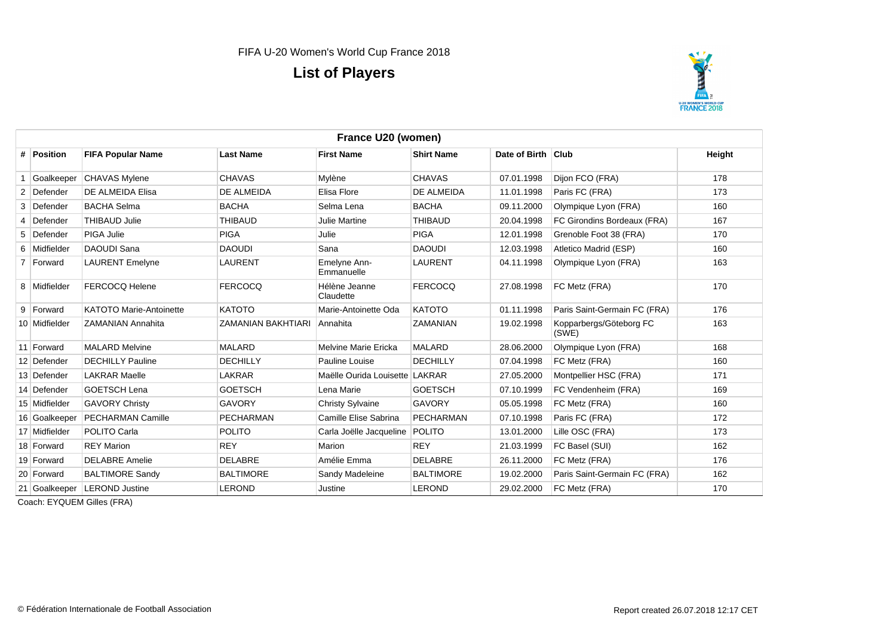FIFA U-20 Women's World Cup France 2018

# List of Players

## France U20 (women)

| # | Position | FIFA Popular Name | Last Name | First Name | Shirt Name | Date of Birth | Club | Height |
|---|---|---|---|---|---|---|---|---|
| 1 | Goalkeeper | CHAVAS Mylene | CHAVAS | Mylène | CHAVAS | 07.01.1998 | Dijon FCO (FRA) | 178 |
| 2 | Defender | DE ALMEIDA Elisa | DE ALMEIDA | Elisa Flore | DE ALMEIDA | 11.01.1998 | Paris FC (FRA) | 173 |
| 3 | Defender | BACHA Selma | BACHA | Selma Lena | BACHA | 09.11.2000 | Olympique Lyon (FRA) | 160 |
| 4 | Defender | THIBAUD Julie | THIBAUD | Julie Martine | THIBAUD | 20.04.1998 | FC Girondins Bordeaux (FRA) | 167 |
| 5 | Defender | PIGA Julie | PIGA | Julie | PIGA | 12.01.1998 | Grenoble Foot 38 (FRA) | 170 |
| 6 | Midfielder | DAOUDI Sana | DAOUDI | Sana | DAOUDI | 12.03.1998 | Atletico Madrid (ESP) | 160 |
| 7 | Forward | LAURENT Emelyne | LAURENT | Emelyne Ann-Emmanuelle | LAURENT | 04.11.1998 | Olympique Lyon (FRA) | 163 |
| 8 | Midfielder | FERCOCQ Helene | FERCOCQ | Hélène Jeanne Claudette | FERCOCQ | 27.08.1998 | FC Metz (FRA) | 170 |
| 9 | Forward | KATOTO Marie-Antoinette | KATOTO | Marie-Antoinette Oda | KATOTO | 01.11.1998 | Paris Saint-Germain FC (FRA) | 176 |
| 10 | Midfielder | ZAMANIAN Annahita | ZAMANIAN BAKHTIARI | Annahita | ZAMANIAN | 19.02.1998 | Kopparbergs/Göteborg FC (SWE) | 163 |
| 11 | Forward | MALARD Melvine | MALARD | Melvine Marie Ericka | MALARD | 28.06.2000 | Olympique Lyon (FRA) | 168 |
| 12 | Defender | DECHILLY Pauline | DECHILLY | Pauline Louise | DECHILLY | 07.04.1998 | FC Metz (FRA) | 160 |
| 13 | Defender | LAKRAR Maelle | LAKRAR | Maëlle Ourida Louisette | LAKRAR | 27.05.2000 | Montpellier HSC (FRA) | 171 |
| 14 | Defender | GOETSCH Lena | GOETSCH | Lena Marie | GOETSCH | 07.10.1999 | FC Vendenheim (FRA) | 169 |
| 15 | Midfielder | GAVORY Christy | GAVORY | Christy Sylvaine | GAVORY | 05.05.1998 | FC Metz (FRA) | 160 |
| 16 | Goalkeeper | PECHARMAN Camille | PECHARMAN | Camille Elise Sabrina | PECHARMAN | 07.10.1998 | Paris FC (FRA) | 172 |
| 17 | Midfielder | POLITO Carla | POLITO | Carla Joëlle Jacqueline | POLITO | 13.01.2000 | Lille OSC (FRA) | 173 |
| 18 | Forward | REY Marion | REY | Marion | REY | 21.03.1999 | FC Basel (SUI) | 162 |
| 19 | Forward | DELABRE Amelie | DELABRE | Amélie Emma | DELABRE | 26.11.2000 | FC Metz (FRA) | 176 |
| 20 | Forward | BALTIMORE Sandy | BALTIMORE | Sandy Madeleine | BALTIMORE | 19.02.2000 | Paris Saint-Germain FC (FRA) | 162 |
| 21 | Goalkeeper | LEROND Justine | LEROND | Justine | LEROND | 29.02.2000 | FC Metz (FRA) | 170 |

Coach: EYQUEM Gilles (FRA)

© Fédération Internationale de Football Association

Report created 26.07.2018 12:17 CET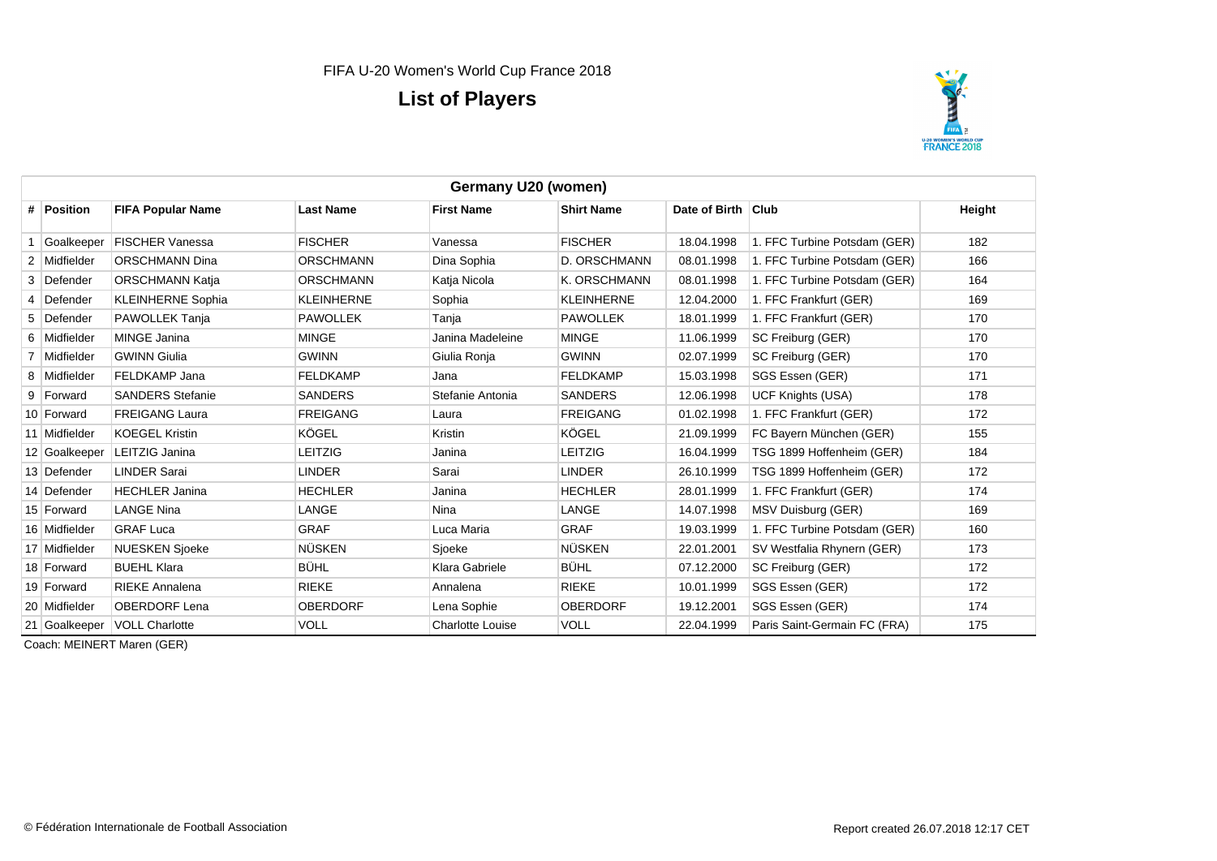FIFA U-20 Women's World Cup France 2018

# List of Players

## Germany U20 (women)

| # | Position | FIFA Popular Name | Last Name | First Name | Shirt Name | Date of Birth | Club | Height |
|---|---|---|---|---|---|---|---|---|
| 1 | Goalkeeper | FISCHER Vanessa | FISCHER | Vanessa | FISCHER | 18.04.1998 | 1. FFC Turbine Potsdam (GER) | 182 |
| 2 | Midfielder | ORSCHMANN Dina | ORSCHMANN | Dina Sophia | D. ORSCHMANN | 08.01.1998 | 1. FFC Turbine Potsdam (GER) | 166 |
| 3 | Defender | ORSCHMANN Katja | ORSCHMANN | Katja Nicola | K. ORSCHMANN | 08.01.1998 | 1. FFC Turbine Potsdam (GER) | 164 |
| 4 | Defender | KLEINHERNE Sophia | KLEINHERNE | Sophia | KLEINHERNE | 12.04.2000 | 1. FFC Frankfurt (GER) | 169 |
| 5 | Defender | PAWOLLEK Tanja | PAWOLLEK | Tanja | PAWOLLEK | 18.01.1999 | 1. FFC Frankfurt (GER) | 170 |
| 6 | Midfielder | MINGE Janina | MINGE | Janina Madeleine | MINGE | 11.06.1999 | SC Freiburg (GER) | 170 |
| 7 | Midfielder | GWINN Giulia | GWINN | Giulia Ronja | GWINN | 02.07.1999 | SC Freiburg (GER) | 170 |
| 8 | Midfielder | FELDKAMP Jana | FELDKAMP | Jana | FELDKAMP | 15.03.1998 | SGS Essen (GER) | 171 |
| 9 | Forward | SANDERS Stefanie | SANDERS | Stefanie Antonia | SANDERS | 12.06.1998 | UCF Knights (USA) | 178 |
| 10 | Forward | FREIGANG Laura | FREIGANG | Laura | FREIGANG | 01.02.1998 | 1. FFC Frankfurt (GER) | 172 |
| 11 | Midfielder | KOEGEL Kristin | KÖGEL | Kristin | KÖGEL | 21.09.1999 | FC Bayern München (GER) | 155 |
| 12 | Goalkeeper | LEITZIG Janina | LEITZIG | Janina | LEITZIG | 16.04.1999 | TSG 1899 Hoffenheim (GER) | 184 |
| 13 | Defender | LINDER Sarai | LINDER | Sarai | LINDER | 26.10.1999 | TSG 1899 Hoffenheim (GER) | 172 |
| 14 | Defender | HECHLER Janina | HECHLER | Janina | HECHLER | 28.01.1999 | 1. FFC Frankfurt (GER) | 174 |
| 15 | Forward | LANGE Nina | LANGE | Nina | LANGE | 14.07.1998 | MSV Duisburg (GER) | 169 |
| 16 | Midfielder | GRAF Luca | GRAF | Luca Maria | GRAF | 19.03.1999 | 1. FFC Turbine Potsdam (GER) | 160 |
| 17 | Midfielder | NUESKEN Sjoeke | NÜSKEN | Sjoeke | NÜSKEN | 22.01.2001 | SV Westfalia Rhynern (GER) | 173 |
| 18 | Forward | BUEHL Klara | BÜHL | Klara Gabriele | BÜHL | 07.12.2000 | SC Freiburg (GER) | 172 |
| 19 | Forward | RIEKE Annalena | RIEKE | Annalena | RIEKE | 10.01.1999 | SGS Essen (GER) | 172 |
| 20 | Midfielder | OBERDORF Lena | OBERDORF | Lena Sophie | OBERDORF | 19.12.2001 | SGS Essen (GER) | 174 |
| 21 | Goalkeeper | VOLL Charlotte | VOLL | Charlotte Louise | VOLL | 22.04.1999 | Paris Saint-Germain FC (FRA) | 175 |

Coach: MEINERT Maren (GER)

© Fédération Internationale de Football Association

Report created 26.07.2018 12:17 CET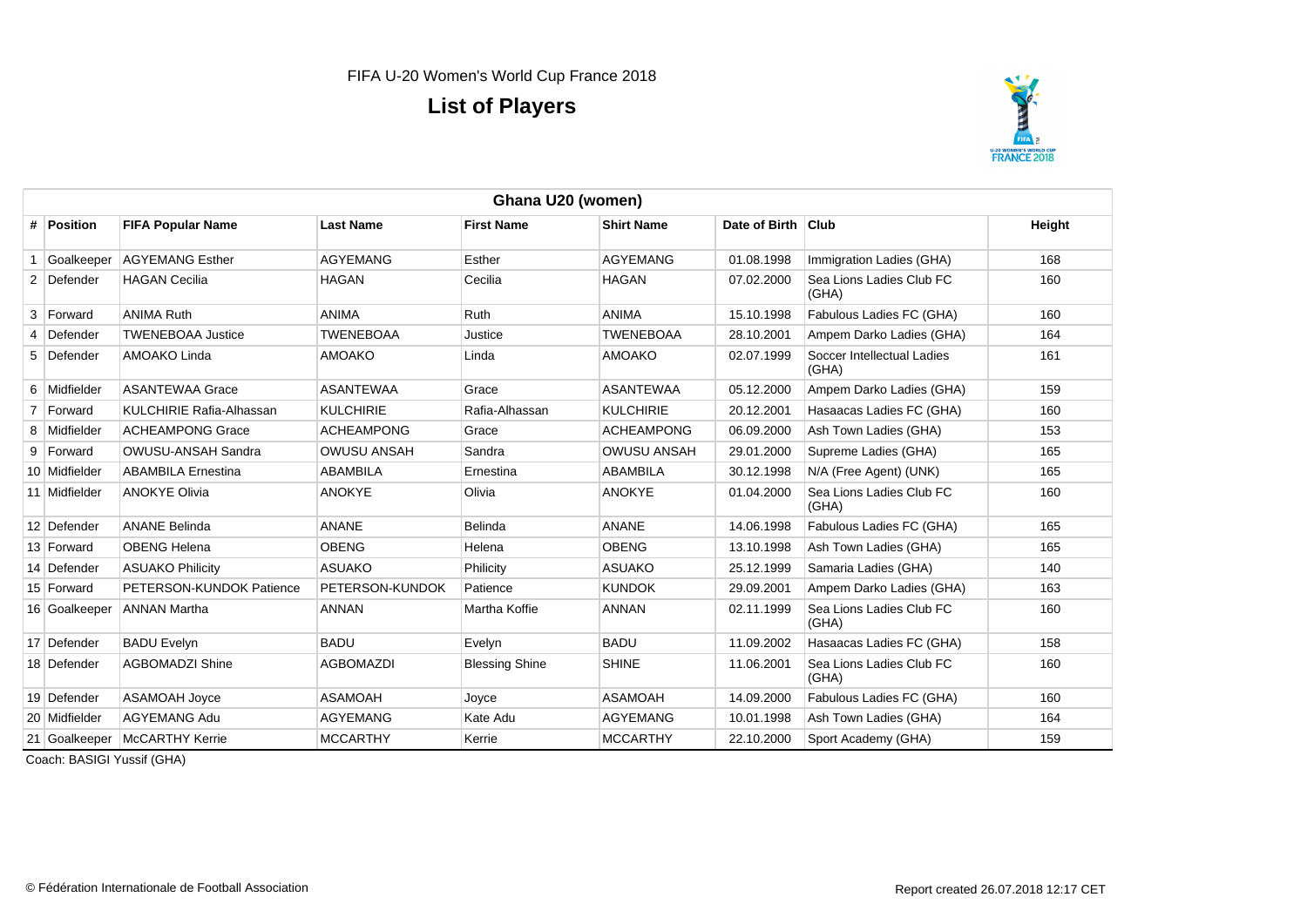FIFA U-20 Women's World Cup France 2018

# List of Players

## Ghana U20 (women)

| # | Position | FIFA Popular Name | Last Name | First Name | Shirt Name | Date of Birth | Club | Height |
|---|---|---|---|---|---|---|---|---|
| 1 | Goalkeeper | AGYEMANG Esther | AGYEMANG | Esther | AGYEMANG | 01.08.1998 | Immigration Ladies (GHA) | 168 |
| 2 | Defender | HAGAN Cecilia | HAGAN | Cecilia | HAGAN | 07.02.2000 | Sea Lions Ladies Club FC (GHA) | 160 |
| 3 | Forward | ANIMA Ruth | ANIMA | Ruth | ANIMA | 15.10.1998 | Fabulous Ladies FC (GHA) | 160 |
| 4 | Defender | TWENEBOAA Justice | TWENEBOAA | Justice | TWENEBOAA | 28.10.2001 | Ampem Darko Ladies (GHA) | 164 |
| 5 | Defender | AMOAKO Linda | AMOAKO | Linda | AMOAKO | 02.07.1999 | Soccer Intellectual Ladies (GHA) | 161 |
| 6 | Midfielder | ASANTEWAA Grace | ASANTEWAA | Grace | ASANTEWAA | 05.12.2000 | Ampem Darko Ladies (GHA) | 159 |
| 7 | Forward | KULCHIRIE Rafia-Alhassan | KULCHIRIE | Rafia-Alhassan | KULCHIRIE | 20.12.2001 | Hasaacas Ladies FC (GHA) | 160 |
| 8 | Midfielder | ACHEAMPONG Grace | ACHEAMPONG | Grace | ACHEAMPONG | 06.09.2000 | Ash Town Ladies (GHA) | 153 |
| 9 | Forward | OWUSU-ANSAH Sandra | OWUSU ANSAH | Sandra | OWUSU ANSAH | 29.01.2000 | Supreme Ladies (GHA) | 165 |
| 10 | Midfielder | ABAMBILA Ernestina | ABAMBILA | Ernestina | ABAMBILA | 30.12.1998 | N/A (Free Agent) (UNK) | 165 |
| 11 | Midfielder | ANOKYE Olivia | ANOKYE | Olivia | ANOKYE | 01.04.2000 | Sea Lions Ladies Club FC (GHA) | 160 |
| 12 | Defender | ANANE Belinda | ANANE | Belinda | ANANE | 14.06.1998 | Fabulous Ladies FC (GHA) | 165 |
| 13 | Forward | OBENG Helena | OBENG | Helena | OBENG | 13.10.1998 | Ash Town Ladies (GHA) | 165 |
| 14 | Defender | ASUAKO Philicity | ASUAKO | Philicity | ASUAKO | 25.12.1999 | Samaria Ladies (GHA) | 140 |
| 15 | Forward | PETERSON-KUNDOK Patience | PETERSON-KUNDOK | Patience | KUNDOK | 29.09.2001 | Ampem Darko Ladies (GHA) | 163 |
| 16 | Goalkeeper | ANNAN Martha | ANNAN | Martha Koffie | ANNAN | 02.11.1999 | Sea Lions Ladies Club FC (GHA) | 160 |
| 17 | Defender | BADU Evelyn | BADU | Evelyn | BADU | 11.09.2002 | Hasaacas Ladies FC (GHA) | 158 |
| 18 | Defender | AGBOMADZI Shine | AGBOMAZDI | Blessing Shine | SHINE | 11.06.2001 | Sea Lions Ladies Club FC (GHA) | 160 |
| 19 | Defender | ASAMOAH Joyce | ASAMOAH | Joyce | ASAMOAH | 14.09.2000 | Fabulous Ladies FC (GHA) | 160 |
| 20 | Midfielder | AGYEMANG Adu | AGYEMANG | Kate Adu | AGYEMANG | 10.01.1998 | Ash Town Ladies (GHA) | 164 |
| 21 | Goalkeeper | McCARTHY Kerrie | MCCARTHY | Kerrie | MCCARTHY | 22.10.2000 | Sport Academy (GHA) | 159 |

Coach: BASIGI Yussif (GHA)

© Fédération Internationale de Football Association

Report created 26.07.2018 12:17 CET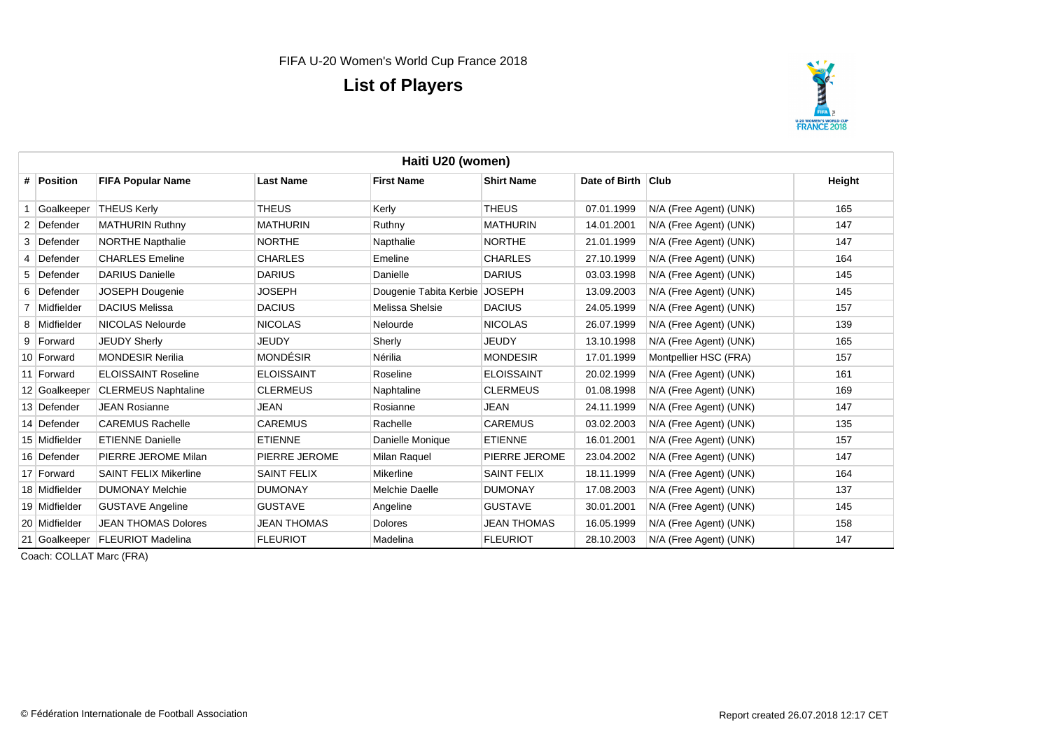FIFA U-20 Women's World Cup France 2018

# List of Players

## Haiti U20 (women)

| # | Position | FIFA Popular Name | Last Name | First Name | Shirt Name | Date of Birth | Club | Height |
|---|---|---|---|---|---|---|---|---|
| 1 | Goalkeeper | THEUS Kerly | THEUS | Kerly | THEUS | 07.01.1999 | N/A (Free Agent) (UNK) | 165 |
| 2 | Defender | MATHURIN Ruthny | MATHURIN | Ruthny | MATHURIN | 14.01.2001 | N/A (Free Agent) (UNK) | 147 |
| 3 | Defender | NORTHE Napthalie | NORTHE | Napthalie | NORTHE | 21.01.1999 | N/A (Free Agent) (UNK) | 147 |
| 4 | Defender | CHARLES Emeline | CHARLES | Emeline | CHARLES | 27.10.1999 | N/A (Free Agent) (UNK) | 164 |
| 5 | Defender | DARIUS Danielle | DARIUS | Danielle | DARIUS | 03.03.1998 | N/A (Free Agent) (UNK) | 145 |
| 6 | Defender | JOSEPH Dougenie | JOSEPH | Dougenie Tabita Kerbie | JOSEPH | 13.09.2003 | N/A (Free Agent) (UNK) | 145 |
| 7 | Midfielder | DACIUS Melissa | DACIUS | Melissa Shelsie | DACIUS | 24.05.1999 | N/A (Free Agent) (UNK) | 157 |
| 8 | Midfielder | NICOLAS Nelourde | NICOLAS | Nelourde | NICOLAS | 26.07.1999 | N/A (Free Agent) (UNK) | 139 |
| 9 | Forward | JEUDY Sherly | JEUDY | Sherly | JEUDY | 13.10.1998 | N/A (Free Agent) (UNK) | 165 |
| 10 | Forward | MONDESIR Nerilia | MONDÉSIR | Nérilia | MONDESIR | 17.01.1999 | Montpellier HSC (FRA) | 157 |
| 11 | Forward | ELOISSAINT Roseline | ELOISSAINT | Roseline | ELOISSAINT | 20.02.1999 | N/A (Free Agent) (UNK) | 161 |
| 12 | Goalkeeper | CLERMEUS Naphtaline | CLERMEUS | Naphtaline | CLERMEUS | 01.08.1998 | N/A (Free Agent) (UNK) | 169 |
| 13 | Defender | JEAN Rosianne | JEAN | Rosianne | JEAN | 24.11.1999 | N/A (Free Agent) (UNK) | 147 |
| 14 | Defender | CAREMUS Rachelle | CAREMUS | Rachelle | CAREMUS | 03.02.2003 | N/A (Free Agent) (UNK) | 135 |
| 15 | Midfielder | ETIENNE Danielle | ETIENNE | Danielle Monique | ETIENNE | 16.01.2001 | N/A (Free Agent) (UNK) | 157 |
| 16 | Defender | PIERRE JEROME Milan | PIERRE JEROME | Milan Raquel | PIERRE JEROME | 23.04.2002 | N/A (Free Agent) (UNK) | 147 |
| 17 | Forward | SAINT FELIX Mikerline | SAINT FELIX | Mikerline | SAINT FELIX | 18.11.1999 | N/A (Free Agent) (UNK) | 164 |
| 18 | Midfielder | DUMONAY Melchie | DUMONAY | Melchie Daelle | DUMONAY | 17.08.2003 | N/A (Free Agent) (UNK) | 137 |
| 19 | Midfielder | GUSTAVE Angeline | GUSTAVE | Angeline | GUSTAVE | 30.01.2001 | N/A (Free Agent) (UNK) | 145 |
| 20 | Midfielder | JEAN THOMAS Dolores | JEAN THOMAS | Dolores | JEAN THOMAS | 16.05.1999 | N/A (Free Agent) (UNK) | 158 |
| 21 | Goalkeeper | FLEURIOT Madelina | FLEURIOT | Madelina | FLEURIOT | 28.10.2003 | N/A (Free Agent) (UNK) | 147 |

Coach: COLLAT Marc (FRA)

© Fédération Internationale de Football Association

Report created 26.07.2018 12:17 CET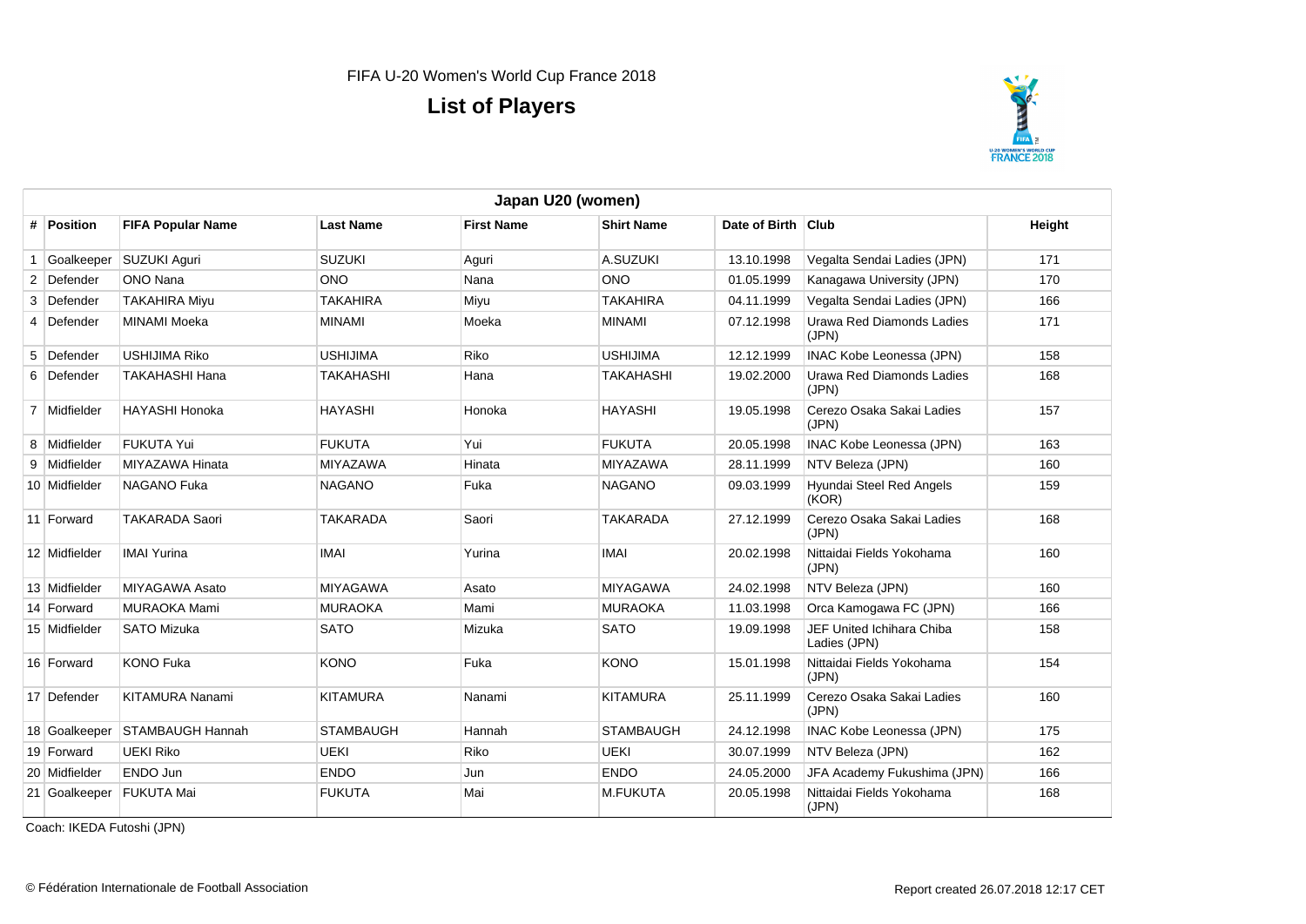FIFA U-20 Women's World Cup France 2018

# List of Players

## Japan U20 (women)

| # | Position | FIFA Popular Name | Last Name | First Name | Shirt Name | Date of Birth | Club | Height |
|---|---|---|---|---|---|---|---|---|
| 1 | Goalkeeper | SUZUKI Aguri | SUZUKI | Aguri | A.SUZUKI | 13.10.1998 | Vegalta Sendai Ladies (JPN) | 171 |
| 2 | Defender | ONO Nana | ONO | Nana | ONO | 01.05.1999 | Kanagawa University (JPN) | 170 |
| 3 | Defender | TAKAHIRA Miyu | TAKAHIRA | Miyu | TAKAHIRA | 04.11.1999 | Vegalta Sendai Ladies (JPN) | 166 |
| 4 | Defender | MINAMI Moeka | MINAMI | Moeka | MINAMI | 07.12.1998 | Urawa Red Diamonds Ladies (JPN) | 171 |
| 5 | Defender | USHIJIMA Riko | USHIJIMA | Riko | USHIJIMA | 12.12.1999 | INAC Kobe Leonessa (JPN) | 158 |
| 6 | Defender | TAKAHASHI Hana | TAKAHASHI | Hana | TAKAHASHI | 19.02.2000 | Urawa Red Diamonds Ladies (JPN) | 168 |
| 7 | Midfielder | HAYASHI Honoka | HAYASHI | Honoka | HAYASHI | 19.05.1998 | Cerezo Osaka Sakai Ladies (JPN) | 157 |
| 8 | Midfielder | FUKUTA Yui | FUKUTA | Yui | FUKUTA | 20.05.1998 | INAC Kobe Leonessa (JPN) | 163 |
| 9 | Midfielder | MIYAZAWA Hinata | MIYAZAWA | Hinata | MIYAZAWA | 28.11.1999 | NTV Beleza (JPN) | 160 |
| 10 | Midfielder | NAGANO Fuka | NAGANO | Fuka | NAGANO | 09.03.1999 | Hyundai Steel Red Angels (KOR) | 159 |
| 11 | Forward | TAKARADA Saori | TAKARADA | Saori | TAKARADA | 27.12.1999 | Cerezo Osaka Sakai Ladies (JPN) | 168 |
| 12 | Midfielder | IMAI Yurina | IMAI | Yurina | IMAI | 20.02.1998 | Nittaidai Fields Yokohama (JPN) | 160 |
| 13 | Midfielder | MIYAGAWA Asato | MIYAGAWA | Asato | MIYAGAWA | 24.02.1998 | NTV Beleza (JPN) | 160 |
| 14 | Forward | MURAOKA Mami | MURAOKA | Mami | MURAOKA | 11.03.1998 | Orca Kamogawa FC (JPN) | 166 |
| 15 | Midfielder | SATO Mizuka | SATO | Mizuka | SATO | 19.09.1998 | JEF United Ichihara Chiba Ladies (JPN) | 158 |
| 16 | Forward | KONO Fuka | KONO | Fuka | KONO | 15.01.1998 | Nittaidai Fields Yokohama (JPN) | 154 |
| 17 | Defender | KITAMURA Nanami | KITAMURA | Nanami | KITAMURA | 25.11.1999 | Cerezo Osaka Sakai Ladies (JPN) | 160 |
| 18 | Goalkeeper | STAMBAUGH Hannah | STAMBAUGH | Hannah | STAMBAUGH | 24.12.1998 | INAC Kobe Leonessa (JPN) | 175 |
| 19 | Forward | UEKI Riko | UEKI | Riko | UEKI | 30.07.1999 | NTV Beleza (JPN) | 162 |
| 20 | Midfielder | ENDO Jun | ENDO | Jun | ENDO | 24.05.2000 | JFA Academy Fukushima (JPN) | 166 |
| 21 | Goalkeeper | FUKUTA Mai | FUKUTA | Mai | M.FUKUTA | 20.05.1998 | Nittaidai Fields Yokohama (JPN) | 168 |

Coach: IKEDA Futoshi (JPN)

© Fédération Internationale de Football Association

Report created 26.07.2018 12:17 CET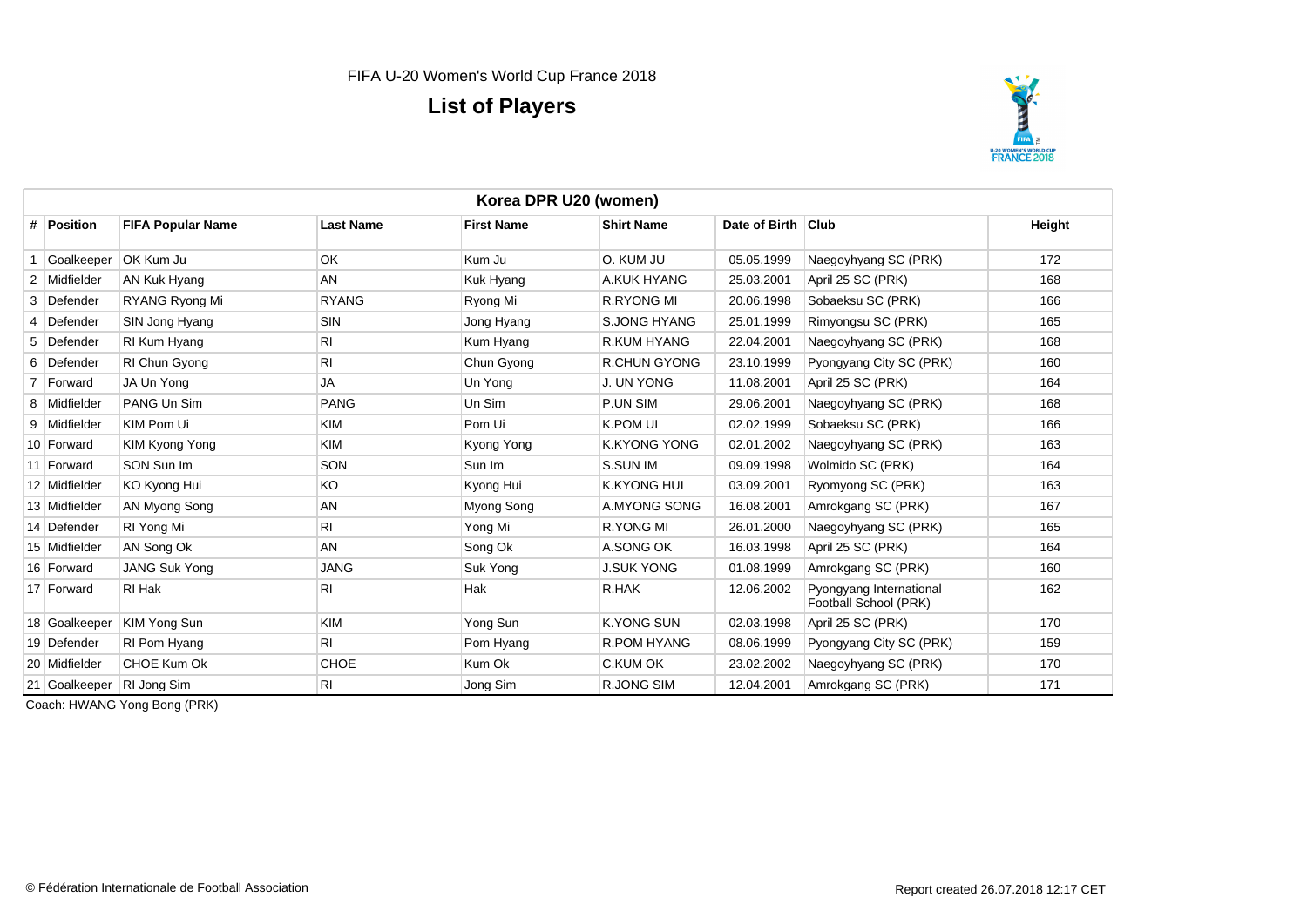FIFA U-20 Women's World Cup France 2018

# List of Players

| Korea DPR U20 (women) | | | | | | | | |
|---|---|---|---|---|---|---|---|---|
| # | Position | FIFA Popular Name | Last Name | First Name | Shirt Name | Date of Birth | Club | Height |
| 1 | Goalkeeper | OK Kum Ju | OK | Kum Ju | O. KUM JU | 05.05.1999 | Naegoyhyang SC (PRK) | 172 |
| 2 | Midfielder | AN Kuk Hyang | AN | Kuk Hyang | A.KUK HYANG | 25.03.2001 | April 25 SC (PRK) | 168 |
| 3 | Defender | RYANG Ryong Mi | RYANG | Ryong Mi | R.RYONG MI | 20.06.1998 | Sobaeksu SC (PRK) | 166 |
| 4 | Defender | SIN Jong Hyang | SIN | Jong Hyang | S.JONG HYANG | 25.01.1999 | Rimyongsu SC (PRK) | 165 |
| 5 | Defender | RI Kum Hyang | RI | Kum Hyang | R.KUM HYANG | 22.04.2001 | Naegoyhyang SC (PRK) | 168 |
| 6 | Defender | RI Chun Gyong | RI | Chun Gyong | R.CHUN GYONG | 23.10.1999 | Pyongyang City SC (PRK) | 160 |
| 7 | Forward | JA Un Yong | JA | Un Yong | J. UN YONG | 11.08.2001 | April 25 SC (PRK) | 164 |
| 8 | Midfielder | PANG Un Sim | PANG | Un Sim | P.UN SIM | 29.06.2001 | Naegoyhyang SC (PRK) | 168 |
| 9 | Midfielder | KIM Pom Ui | KIM | Pom Ui | K.POM UI | 02.02.1999 | Sobaeksu SC (PRK) | 166 |
| 10 | Forward | KIM Kyong Yong | KIM | Kyong Yong | K.KYONG YONG | 02.01.2002 | Naegoyhyang SC (PRK) | 163 |
| 11 | Forward | SON Sun Im | SON | Sun Im | S.SUN IM | 09.09.1998 | Wolmido SC (PRK) | 164 |
| 12 | Midfielder | KO Kyong Hui | KO | Kyong Hui | K.KYONG HUI | 03.09.2001 | Ryomyong SC (PRK) | 163 |
| 13 | Midfielder | AN Myong Song | AN | Myong Song | A.MYONG SONG | 16.08.2001 | Amrokgang SC (PRK) | 167 |
| 14 | Defender | RI Yong Mi | RI | Yong Mi | R.YONG MI | 26.01.2000 | Naegoyhyang SC (PRK) | 165 |
| 15 | Midfielder | AN Song Ok | AN | Song Ok | A.SONG OK | 16.03.1998 | April 25 SC (PRK) | 164 |
| 16 | Forward | JANG Suk Yong | JANG | Suk Yong | J.SUK YONG | 01.08.1999 | Amrokgang SC (PRK) | 160 |
| 17 | Forward | RI Hak | RI | Hak | R.HAK | 12.06.2002 | Pyongyang International Football School (PRK) | 162 |
| 18 | Goalkeeper | KIM Yong Sun | KIM | Yong Sun | K.YONG SUN | 02.03.1998 | April 25 SC (PRK) | 170 |
| 19 | Defender | RI Pom Hyang | RI | Pom Hyang | R.POM HYANG | 08.06.1999 | Pyongyang City SC (PRK) | 159 |
| 20 | Midfielder | CHOE Kum Ok | CHOE | Kum Ok | C.KUM OK | 23.02.2002 | Naegoyhyang SC (PRK) | 170 |
| 21 | Goalkeeper | RI Jong Sim | RI | Jong Sim | R.JONG SIM | 12.04.2001 | Amrokgang SC (PRK) | 171 |

Coach: HWANG Yong Bong (PRK)

© Fédération Internationale de Football Association

Report created 26.07.2018 12:17 CET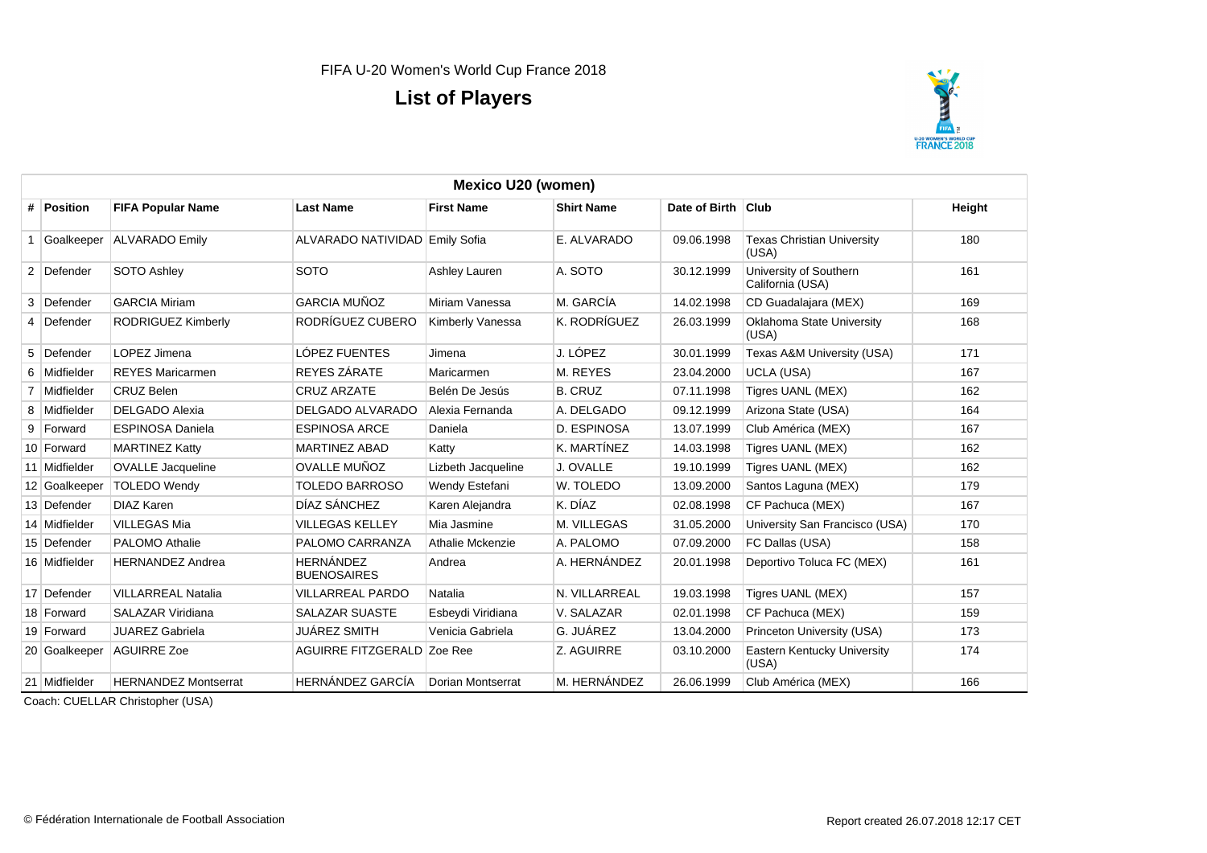FIFA U-20 Women's World Cup France 2018

# List of Players

| Mexico U20 (women) | | | | | | | | |
|---|---|---|---|---|---|---|---|---|
| # | Position | FIFA Popular Name | Last Name | First Name | Shirt Name | Date of Birth | Club | Height |
| 1 | Goalkeeper | ALVARADO Emily | ALVARADO NATIVIDAD | Emily Sofia | E. ALVARADO | 09.06.1998 | Texas Christian University (USA) | 180 |
| 2 | Defender | SOTO Ashley | SOTO | Ashley Lauren | A. SOTO | 30.12.1999 | University of Southern California (USA) | 161 |
| 3 | Defender | GARCIA Miriam | GARCIA MUÑOZ | Miriam Vanessa | M. GARCÍA | 14.02.1998 | CD Guadalajara (MEX) | 169 |
| 4 | Defender | RODRIGUEZ Kimberly | RODRÍGUEZ CUBERO | Kimberly Vanessa | K. RODRÍGUEZ | 26.03.1999 | Oklahoma State University (USA) | 168 |
| 5 | Defender | LOPEZ Jimena | LÓPEZ FUENTES | Jimena | J. LÓPEZ | 30.01.1999 | Texas A&M University (USA) | 171 |
| 6 | Midfielder | REYES Maricarmen | REYES ZÁRATE | Maricarmen | M. REYES | 23.04.2000 | UCLA (USA) | 167 |
| 7 | Midfielder | CRUZ Belen | CRUZ ARZATE | Belén De Jesús | B. CRUZ | 07.11.1998 | Tigres UANL (MEX) | 162 |
| 8 | Midfielder | DELGADO Alexia | DELGADO ALVARADO | Alexia Fernanda | A. DELGADO | 09.12.1999 | Arizona State (USA) | 164 |
| 9 | Forward | ESPINOSA Daniela | ESPINOSA ARCE | Daniela | D. ESPINOSA | 13.07.1999 | Club América (MEX) | 167 |
| 10 | Forward | MARTINEZ Katty | MARTINEZ ABAD | Katty | K. MARTÍNEZ | 14.03.1998 | Tigres UANL (MEX) | 162 |
| 11 | Midfielder | OVALLE Jacqueline | OVALLE MUÑOZ | Lizbeth Jacqueline | J. OVALLE | 19.10.1999 | Tigres UANL (MEX) | 162 |
| 12 | Goalkeeper | TOLEDO Wendy | TOLEDO BARROSO | Wendy Estefani | W. TOLEDO | 13.09.2000 | Santos Laguna (MEX) | 179 |
| 13 | Defender | DIAZ Karen | DÍAZ SÁNCHEZ | Karen Alejandra | K. DÍAZ | 02.08.1998 | CF Pachuca (MEX) | 167 |
| 14 | Midfielder | VILLEGAS Mia | VILLEGAS KELLEY | Mia Jasmine | M. VILLEGAS | 31.05.2000 | University San Francisco (USA) | 170 |
| 15 | Defender | PALOMO Athalie | PALOMO CARRANZA | Athalie Mckenzie | A. PALOMO | 07.09.2000 | FC Dallas (USA) | 158 |
| 16 | Midfielder | HERNANDEZ Andrea | HERNÁNDEZ BUENOSAIRES | Andrea | A. HERNÁNDEZ | 20.01.1998 | Deportivo Toluca FC (MEX) | 161 |
| 17 | Defender | VILLARREAL Natalia | VILLARREAL PARDO | Natalia | N. VILLARREAL | 19.03.1998 | Tigres UANL (MEX) | 157 |
| 18 | Forward | SALAZAR Viridiana | SALAZAR SUASTE | Esbeydi Viridiana | V. SALAZAR | 02.01.1998 | CF Pachuca (MEX) | 159 |
| 19 | Forward | JUAREZ Gabriela | JUÁREZ SMITH | Venicia Gabriela | G. JUÁREZ | 13.04.2000 | Princeton University (USA) | 173 |
| 20 | Goalkeeper | AGUIRRE Zoe | AGUIRRE FITZGERALD | Zoe Ree | Z. AGUIRRE | 03.10.2000 | Eastern Kentucky University (USA) | 174 |
| 21 | Midfielder | HERNANDEZ Montserrat | HERNÁNDEZ GARCÍA | Dorian Montserrat | M. HERNÁNDEZ | 26.06.1999 | Club América (MEX) | 166 |

Coach: CUELLAR Christopher (USA)

© Fédération Internationale de Football Association

Report created 26.07.2018 12:17 CET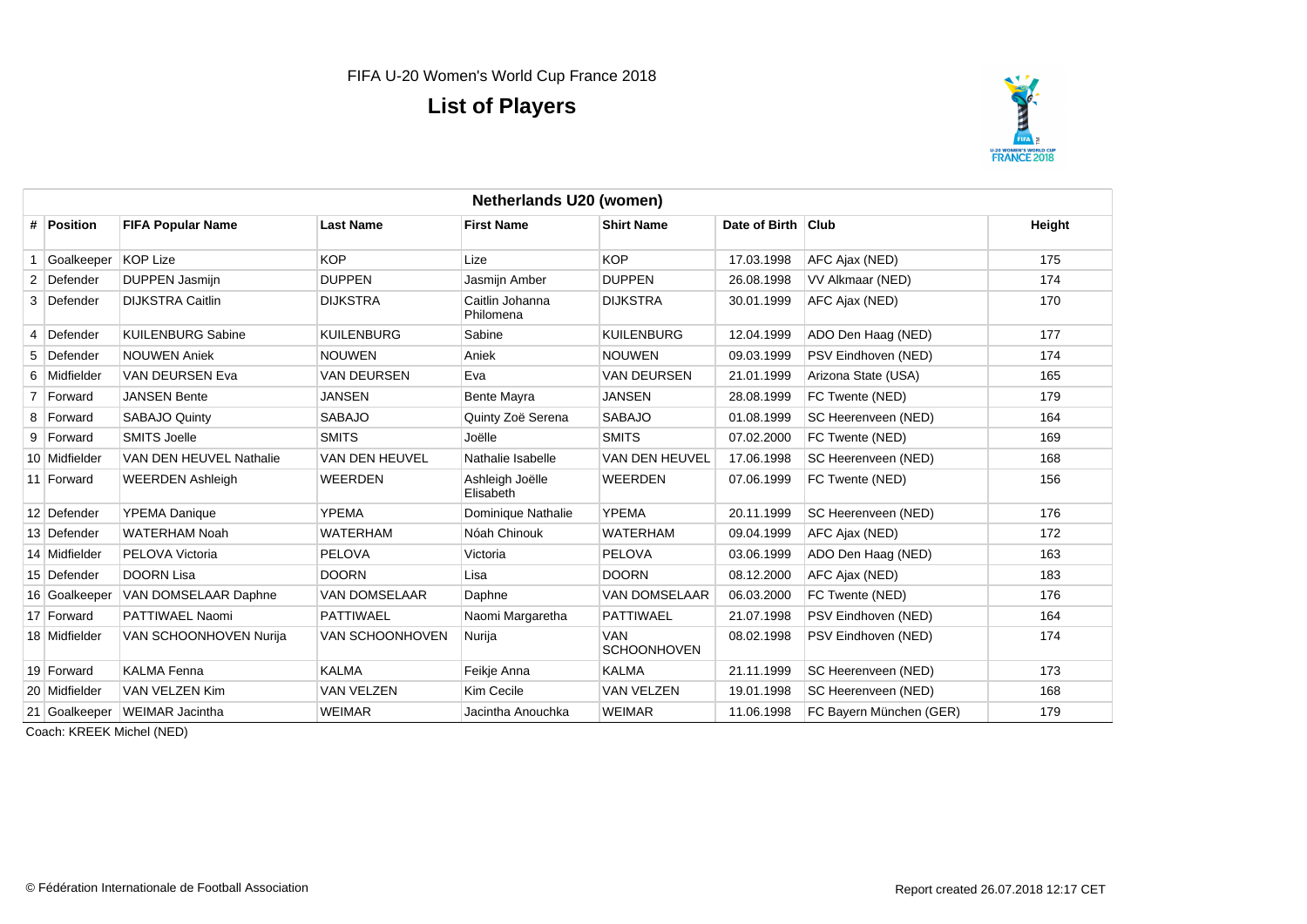FIFA U-20 Women's World Cup France 2018

# List of Players

## Netherlands U20 (women)

| # | Position | FIFA Popular Name | Last Name | First Name | Shirt Name | Date of Birth | Club | Height |
|---|---|---|---|---|---|---|---|---|
| 1 | Goalkeeper | KOP Lize | KOP | Lize | KOP | 17.03.1998 | AFC Ajax (NED) | 175 |
| 2 | Defender | DUPPEN Jasmijn | DUPPEN | Jasmijn Amber | DUPPEN | 26.08.1998 | VV Alkmaar (NED) | 174 |
| 3 | Defender | DIJKSTRA Caitlin | DIJKSTRA | Caitlin Johanna Philomena | DIJKSTRA | 30.01.1999 | AFC Ajax (NED) | 170 |
| 4 | Defender | KUILENBURG Sabine | KUILENBURG | Sabine | KUILENBURG | 12.04.1999 | ADO Den Haag (NED) | 177 |
| 5 | Defender | NOUWEN Aniek | NOUWEN | Aniek | NOUWEN | 09.03.1999 | PSV Eindhoven (NED) | 174 |
| 6 | Midfielder | VAN DEURSEN Eva | VAN DEURSEN | Eva | VAN DEURSEN | 21.01.1999 | Arizona State (USA) | 165 |
| 7 | Forward | JANSEN Bente | JANSEN | Bente Mayra | JANSEN | 28.08.1999 | FC Twente (NED) | 179 |
| 8 | Forward | SABAJO Quinty | SABAJO | Quinty Zoë Serena | SABAJO | 01.08.1999 | SC Heerenveen (NED) | 164 |
| 9 | Forward | SMITS Joelle | SMITS | Joëlle | SMITS | 07.02.2000 | FC Twente (NED) | 169 |
| 10 | Midfielder | VAN DEN HEUVEL Nathalie | VAN DEN HEUVEL | Nathalie Isabelle | VAN DEN HEUVEL | 17.06.1998 | SC Heerenveen (NED) | 168 |
| 11 | Forward | WEERDEN Ashleigh | WEERDEN | Ashleigh Joëlle Elisabeth | WEERDEN | 07.06.1999 | FC Twente (NED) | 156 |
| 12 | Defender | YPEMA Danique | YPEMA | Dominique Nathalie | YPEMA | 20.11.1999 | SC Heerenveen (NED) | 176 |
| 13 | Defender | WATERHAM Noah | WATERHAM | Nóah Chinouk | WATERHAM | 09.04.1999 | AFC Ajax (NED) | 172 |
| 14 | Midfielder | PELOVA Victoria | PELOVA | Victoria | PELOVA | 03.06.1999 | ADO Den Haag (NED) | 163 |
| 15 | Defender | DOORN Lisa | DOORN | Lisa | DOORN | 08.12.2000 | AFC Ajax (NED) | 183 |
| 16 | Goalkeeper | VAN DOMSELAAR Daphne | VAN DOMSELAAR | Daphne | VAN DOMSELAAR | 06.03.2000 | FC Twente (NED) | 176 |
| 17 | Forward | PATTIWAEL Naomi | PATTIWAEL | Naomi Margaretha | PATTIWAEL | 21.07.1998 | PSV Eindhoven (NED) | 164 |
| 18 | Midfielder | VAN SCHOONHOVEN Nurija | VAN SCHOONHOVEN | Nurija | VAN SCHOONHOVEN | 08.02.1998 | PSV Eindhoven (NED) | 174 |
| 19 | Forward | KALMA Fenna | KALMA | Feikje Anna | KALMA | 21.11.1999 | SC Heerenveen (NED) | 173 |
| 20 | Midfielder | VAN VELZEN Kim | VAN VELZEN | Kim Cecile | VAN VELZEN | 19.01.1998 | SC Heerenveen (NED) | 168 |
| 21 | Goalkeeper | WEIMAR Jacintha | WEIMAR | Jacintha Anouchka | WEIMAR | 11.06.1998 | FC Bayern München (GER) | 179 |

Coach: KREEK Michel (NED)

© Fédération Internationale de Football Association

Report created 26.07.2018 12:17 CET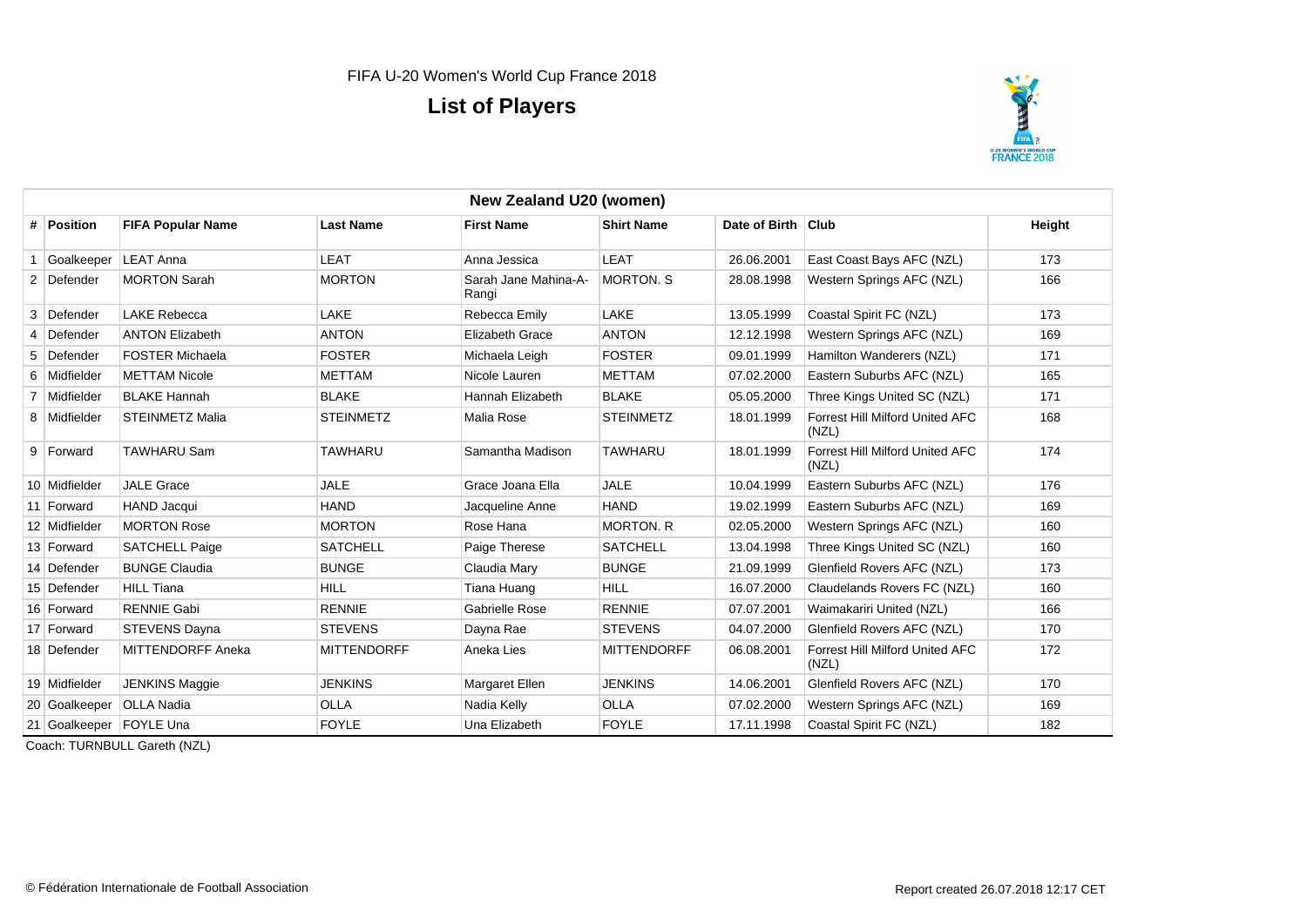FIFA U-20 Women's World Cup France 2018

# List of Players

| # | Position | FIFA Popular Name | Last Name | First Name | Shirt Name | Date of Birth | Club | Height |
|---|---|---|---|---|---|---|---|---|
| **New Zealand U20 (women)** | | | | | | | | |
| 1 | Goalkeeper | LEAT Anna | LEAT | Anna Jessica | LEAT | 26.06.2001 | East Coast Bays AFC (NZL) | 173 |
| 2 | Defender | MORTON Sarah | MORTON | Sarah Jane Mahina-A-Rangi | MORTON. S | 28.08.1998 | Western Springs AFC (NZL) | 166 |
| 3 | Defender | LAKE Rebecca | LAKE | Rebecca Emily | LAKE | 13.05.1999 | Coastal Spirit FC (NZL) | 173 |
| 4 | Defender | ANTON Elizabeth | ANTON | Elizabeth Grace | ANTON | 12.12.1998 | Western Springs AFC (NZL) | 169 |
| 5 | Defender | FOSTER Michaela | FOSTER | Michaela Leigh | FOSTER | 09.01.1999 | Hamilton Wanderers (NZL) | 171 |
| 6 | Midfielder | METTAM Nicole | METTAM | Nicole Lauren | METTAM | 07.02.2000 | Eastern Suburbs AFC (NZL) | 165 |
| 7 | Midfielder | BLAKE Hannah | BLAKE | Hannah Elizabeth | BLAKE | 05.05.2000 | Three Kings United SC (NZL) | 171 |
| 8 | Midfielder | STEINMETZ Malia | STEINMETZ | Malia Rose | STEINMETZ | 18.01.1999 | Forrest Hill Milford United AFC (NZL) | 168 |
| 9 | Forward | TAWHARU Sam | TAWHARU | Samantha Madison | TAWHARU | 18.01.1999 | Forrest Hill Milford United AFC (NZL) | 174 |
| 10 | Midfielder | JALE Grace | JALE | Grace Joana Ella | JALE | 10.04.1999 | Eastern Suburbs AFC (NZL) | 176 |
| 11 | Forward | HAND Jacqui | HAND | Jacqueline Anne | HAND | 19.02.1999 | Eastern Suburbs AFC (NZL) | 169 |
| 12 | Midfielder | MORTON Rose | MORTON | Rose Hana | MORTON. R | 02.05.2000 | Western Springs AFC (NZL) | 160 |
| 13 | Forward | SATCHELL Paige | SATCHELL | Paige Therese | SATCHELL | 13.04.1998 | Three Kings United SC (NZL) | 160 |
| 14 | Defender | BUNGE Claudia | BUNGE | Claudia Mary | BUNGE | 21.09.1999 | Glenfield Rovers AFC (NZL) | 173 |
| 15 | Defender | HILL Tiana | HILL | Tiana Huang | HILL | 16.07.2000 | Claudelands Rovers FC (NZL) | 160 |
| 16 | Forward | RENNIE Gabi | RENNIE | Gabrielle Rose | RENNIE | 07.07.2001 | Waimakariri United (NZL) | 166 |
| 17 | Forward | STEVENS Dayna | STEVENS | Dayna Rae | STEVENS | 04.07.2000 | Glenfield Rovers AFC (NZL) | 170 |
| 18 | Defender | MITTENDORFF Aneka | MITTENDORFF | Aneka Lies | MITTENDORFF | 06.08.2001 | Forrest Hill Milford United AFC (NZL) | 172 |
| 19 | Midfielder | JENKINS Maggie | JENKINS | Margaret Ellen | JENKINS | 14.06.2001 | Glenfield Rovers AFC (NZL) | 170 |
| 20 | Goalkeeper | OLLA Nadia | OLLA | Nadia Kelly | OLLA | 07.02.2000 | Western Springs AFC (NZL) | 169 |
| 21 | Goalkeeper | FOYLE Una | FOYLE | Una Elizabeth | FOYLE | 17.11.1998 | Coastal Spirit FC (NZL) | 182 |

Coach: TURNBULL Gareth (NZL)

© Fédération Internationale de Football Association

Report created 26.07.2018 12:17 CET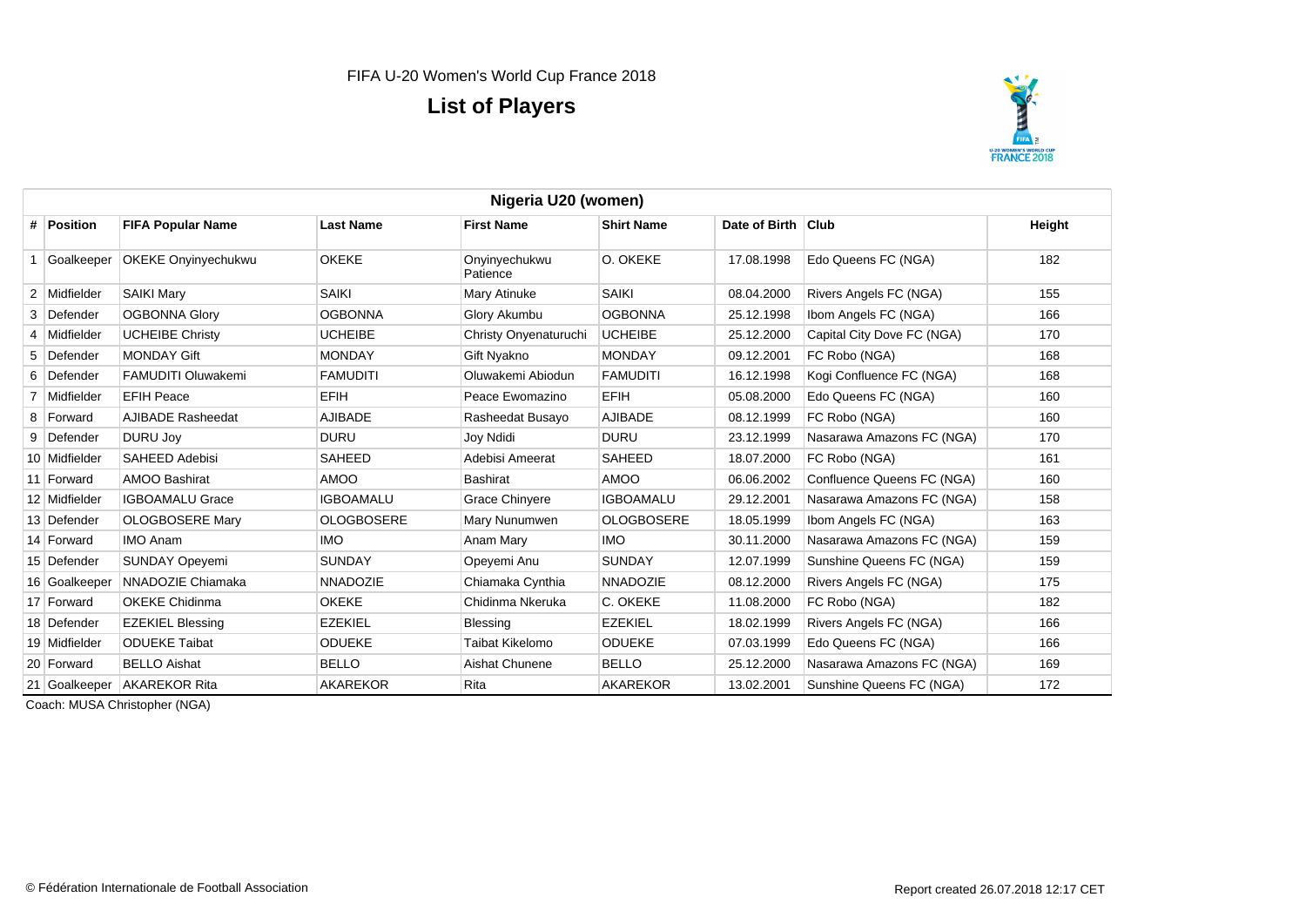FIFA U-20 Women's World Cup France 2018

# List of Players

## Nigeria U20 (women)

| # | Position | FIFA Popular Name | Last Name | First Name | Shirt Name | Date of Birth | Club | Height |
|---|---|---|---|---|---|---|---|---|
| 1 | Goalkeeper | OKEKE Onyinyechukwu | OKEKE | Onyinyechukwu Patience | O. OKEKE | 17.08.1998 | Edo Queens FC (NGA) | 182 |
| 2 | Midfielder | SAIKI Mary | SAIKI | Mary Atinuke | SAIKI | 08.04.2000 | Rivers Angels FC (NGA) | 155 |
| 3 | Defender | OGBONNA Glory | OGBONNA | Glory Akumbu | OGBONNA | 25.12.1998 | Ibom Angels FC (NGA) | 166 |
| 4 | Midfielder | UCHEIBE Christy | UCHEIBE | Christy Onyenaturuchi | UCHEIBE | 25.12.2000 | Capital City Dove FC (NGA) | 170 |
| 5 | Defender | MONDAY Gift | MONDAY | Gift Nyakno | MONDAY | 09.12.2001 | FC Robo (NGA) | 168 |
| 6 | Defender | FAMUDITI Oluwakemi | FAMUDITI | Oluwakemi Abiodun | FAMUDITI | 16.12.1998 | Kogi Confluence FC (NGA) | 168 |
| 7 | Midfielder | EFIH Peace | EFIH | Peace Ewomazino | EFIH | 05.08.2000 | Edo Queens FC (NGA) | 160 |
| 8 | Forward | AJIBADE Rasheedat | AJIBADE | Rasheedat Busayo | AJIBADE | 08.12.1999 | FC Robo (NGA) | 160 |
| 9 | Defender | DURU Joy | DURU | Joy Ndidi | DURU | 23.12.1999 | Nasarawa Amazons FC (NGA) | 170 |
| 10 | Midfielder | SAHEED Adebisi | SAHEED | Adebisi Ameerat | SAHEED | 18.07.2000 | FC Robo (NGA) | 161 |
| 11 | Forward | AMOO Bashirat | AMOO | Bashirat | AMOO | 06.06.2002 | Confluence Queens FC (NGA) | 160 |
| 12 | Midfielder | IGBOAMALU Grace | IGBOAMALU | Grace Chinyere | IGBOAMALU | 29.12.2001 | Nasarawa Amazons FC (NGA) | 158 |
| 13 | Defender | OLOGBOSERE Mary | OLOGBOSERE | Mary Nunumwen | OLOGBOSERE | 18.05.1999 | Ibom Angels FC (NGA) | 163 |
| 14 | Forward | IMO Anam | IMO | Anam Mary | IMO | 30.11.2000 | Nasarawa Amazons FC (NGA) | 159 |
| 15 | Defender | SUNDAY Opeyemi | SUNDAY | Opeyemi Anu | SUNDAY | 12.07.1999 | Sunshine Queens FC (NGA) | 159 |
| 16 | Goalkeeper | NNADOZIE Chiamaka | NNADOZIE | Chiamaka Cynthia | NNADOZIE | 08.12.2000 | Rivers Angels FC (NGA) | 175 |
| 17 | Forward | OKEKE Chidinma | OKEKE | Chidinma Nkeruka | C. OKEKE | 11.08.2000 | FC Robo (NGA) | 182 |
| 18 | Defender | EZEKIEL Blessing | EZEKIEL | Blessing | EZEKIEL | 18.02.1999 | Rivers Angels FC (NGA) | 166 |
| 19 | Midfielder | ODUEKE Taibat | ODUEKE | Taibat Kikelomo | ODUEKE | 07.03.1999 | Edo Queens FC (NGA) | 166 |
| 20 | Forward | BELLO Aishat | BELLO | Aishat Chunene | BELLO | 25.12.2000 | Nasarawa Amazons FC (NGA) | 169 |
| 21 | Goalkeeper | AKAREKOR Rita | AKAREKOR | Rita | AKAREKOR | 13.02.2001 | Sunshine Queens FC (NGA) | 172 |

Coach: MUSA Christopher (NGA)

© Fédération Internationale de Football Association

Report created 26.07.2018 12:17 CET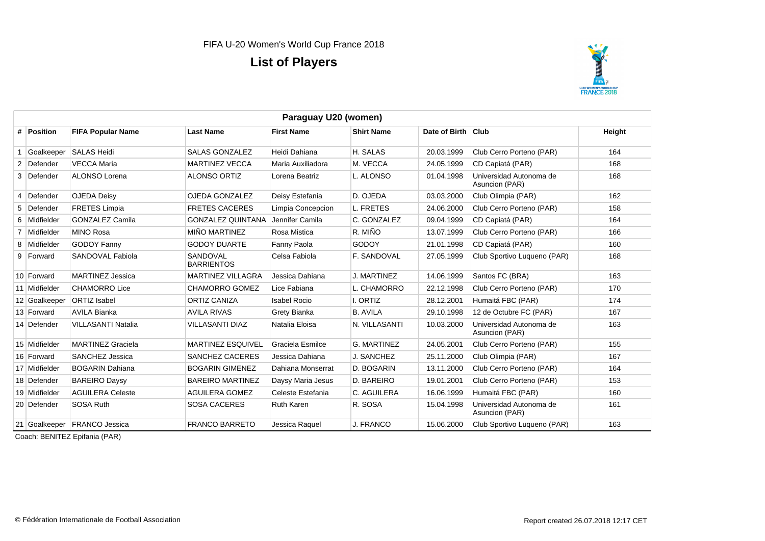FIFA U-20 Women's World Cup France 2018

# List of Players

## Paraguay U20 (women)

| # | Position | FIFA Popular Name | Last Name | First Name | Shirt Name | Date of Birth | Club | Height |
|---|---|---|---|---|---|---|---|---|
| 1 | Goalkeeper | SALAS Heidi | SALAS GONZALEZ | Heidi Dahiana | H. SALAS | 20.03.1999 | Club Cerro Porteno (PAR) | 164 |
| 2 | Defender | VECCA Maria | MARTINEZ VECCA | Maria Auxiliadora | M. VECCA | 24.05.1999 | CD Capiatá (PAR) | 168 |
| 3 | Defender | ALONSO Lorena | ALONSO ORTIZ | Lorena Beatriz | L. ALONSO | 01.04.1998 | Universidad Autonoma de Asuncion (PAR) | 168 |
| 4 | Defender | OJEDA Deisy | OJEDA GONZALEZ | Deisy Estefania | D. OJEDA | 03.03.2000 | Club Olimpia (PAR) | 162 |
| 5 | Defender | FRETES Limpia | FRETES CACERES | Limpia Concepcion | L. FRETES | 24.06.2000 | Club Cerro Porteno (PAR) | 158 |
| 6 | Midfielder | GONZALEZ Camila | GONZALEZ QUINTANA | Jennifer Camila | C. GONZALEZ | 09.04.1999 | CD Capiatá (PAR) | 164 |
| 7 | Midfielder | MINO Rosa | MIÑO MARTINEZ | Rosa Mistica | R. MIÑO | 13.07.1999 | Club Cerro Porteno (PAR) | 166 |
| 8 | Midfielder | GODOY Fanny | GODOY DUARTE | Fanny Paola | GODOY | 21.01.1998 | CD Capiatá (PAR) | 160 |
| 9 | Forward | SANDOVAL Fabiola | SANDOVAL BARRIENTOS | Celsa Fabiola | F. SANDOVAL | 27.05.1999 | Club Sportivo Luqueno (PAR) | 168 |
| 10 | Forward | MARTINEZ Jessica | MARTINEZ VILLAGRA | Jessica Dahiana | J. MARTINEZ | 14.06.1999 | Santos FC (BRA) | 163 |
| 11 | Midfielder | CHAMORRO Lice | CHAMORRO GOMEZ | Lice Fabiana | L. CHAMORRO | 22.12.1998 | Club Cerro Porteno (PAR) | 170 |
| 12 | Goalkeeper | ORTIZ Isabel | ORTIZ CANIZA | Isabel Rocio | I. ORTIZ | 28.12.2001 | Humaitá FBC (PAR) | 174 |
| 13 | Forward | AVILA Bianka | AVILA RIVAS | Grety Bianka | B. AVILA | 29.10.1998 | 12 de Octubre FC (PAR) | 167 |
| 14 | Defender | VILLASANTI Natalia | VILLASANTI DIAZ | Natalia Eloisa | N. VILLASANTI | 10.03.2000 | Universidad Autonoma de Asuncion (PAR) | 163 |
| 15 | Midfielder | MARTINEZ Graciela | MARTINEZ ESQUIVEL | Graciela Esmilce | G. MARTINEZ | 24.05.2001 | Club Cerro Porteno (PAR) | 155 |
| 16 | Forward | SANCHEZ Jessica | SANCHEZ CACERES | Jessica Dahiana | J. SANCHEZ | 25.11.2000 | Club Olimpia (PAR) | 167 |
| 17 | Midfielder | BOGARIN Dahiana | BOGARIN GIMENEZ | Dahiana Monserrat | D. BOGARIN | 13.11.2000 | Club Cerro Porteno (PAR) | 164 |
| 18 | Defender | BAREIRO Daysy | BAREIRO MARTINEZ | Daysy Maria Jesus | D. BAREIRO | 19.01.2001 | Club Cerro Porteno (PAR) | 153 |
| 19 | Midfielder | AGUILERA Celeste | AGUILERA GOMEZ | Celeste Estefania | C. AGUILERA | 16.06.1999 | Humaitá FBC (PAR) | 160 |
| 20 | Defender | SOSA Ruth | SOSA CACERES | Ruth Karen | R. SOSA | 15.04.1998 | Universidad Autonoma de Asuncion (PAR) | 161 |
| 21 | Goalkeeper | FRANCO Jessica | FRANCO BARRETO | Jessica Raquel | J. FRANCO | 15.06.2000 | Club Sportivo Luqueno (PAR) | 163 |

Coach: BENITEZ Epifania (PAR)

© Fédération Internationale de Football Association

Report created 26.07.2018 12:17 CET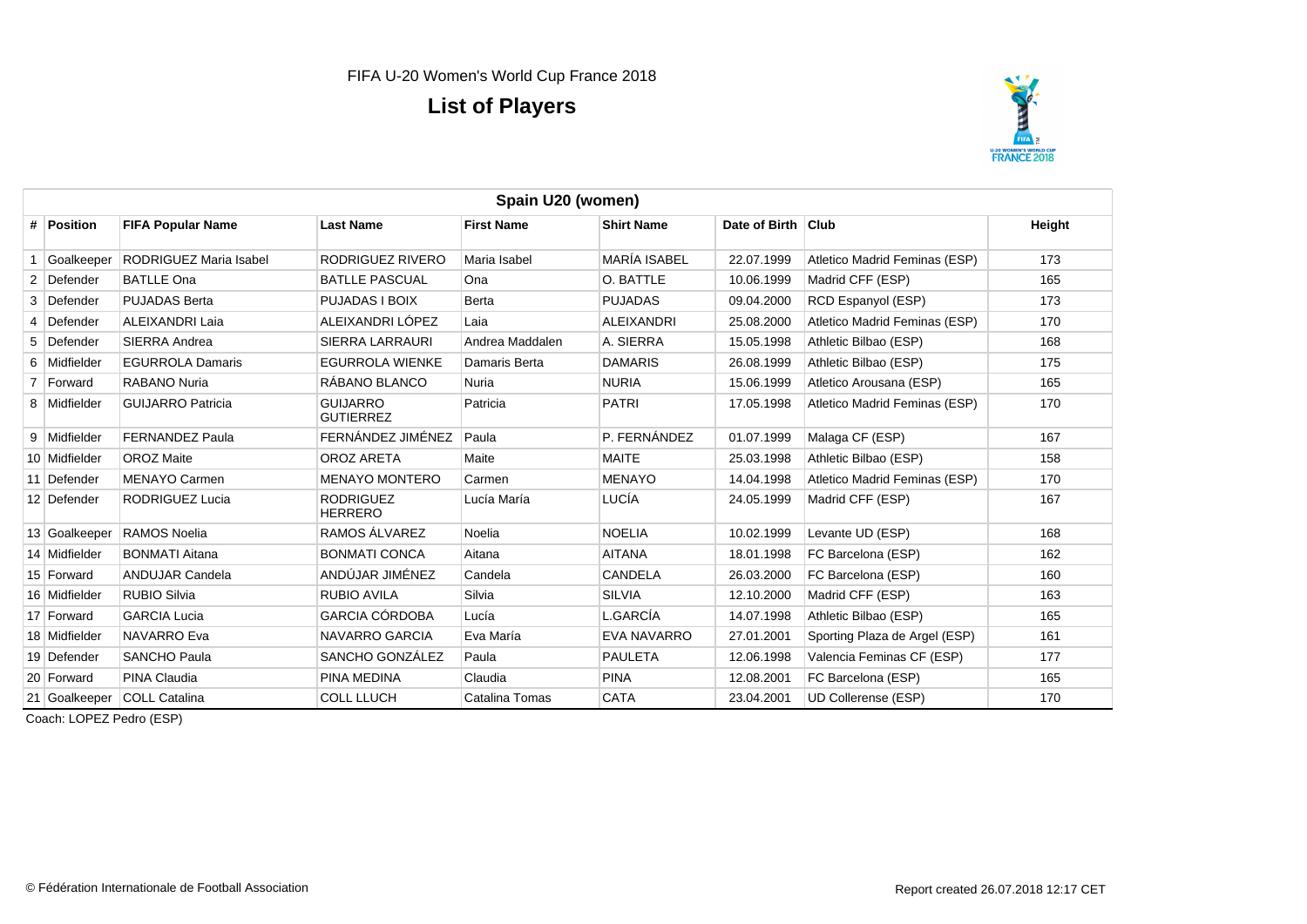FIFA U-20 Women's World Cup France 2018

# List of Players

## Spain U20 (women)

| # | Position | FIFA Popular Name | Last Name | First Name | Shirt Name | Date of Birth | Club | Height |
|---|---|---|---|---|---|---|---|---|
| 1 | Goalkeeper | RODRIGUEZ Maria Isabel | RODRIGUEZ RIVERO | Maria Isabel | MARÍA ISABEL | 22.07.1999 | Atletico Madrid Feminas (ESP) | 173 |
| 2 | Defender | BATLLE Ona | BATLLE PASCUAL | Ona | O. BATTLE | 10.06.1999 | Madrid CFF (ESP) | 165 |
| 3 | Defender | PUJADAS Berta | PUJADAS I BOIX | Berta | PUJADAS | 09.04.2000 | RCD Espanyol (ESP) | 173 |
| 4 | Defender | ALEIXANDRI Laia | ALEIXANDRI LÓPEZ | Laia | ALEIXANDRI | 25.08.2000 | Atletico Madrid Feminas (ESP) | 170 |
| 5 | Defender | SIERRA Andrea | SIERRA LARRAURI | Andrea Maddalen | A. SIERRA | 15.05.1998 | Athletic Bilbao (ESP) | 168 |
| 6 | Midfielder | EGURROLA Damaris | EGURROLA WIENKE | Damaris Berta | DAMARIS | 26.08.1999 | Athletic Bilbao (ESP) | 175 |
| 7 | Forward | RABANO Nuria | RÁBANO BLANCO | Nuria | NURIA | 15.06.1999 | Atletico Arousana (ESP) | 165 |
| 8 | Midfielder | GUIJARRO Patricia | GUIJARRO GUTIERREZ | Patricia | PATRI | 17.05.1998 | Atletico Madrid Feminas (ESP) | 170 |
| 9 | Midfielder | FERNANDEZ Paula | FERNÁNDEZ JIMÉNEZ | Paula | P. FERNÁNDEZ | 01.07.1999 | Malaga CF (ESP) | 167 |
| 10 | Midfielder | OROZ Maite | OROZ ARETA | Maite | MAITE | 25.03.1998 | Athletic Bilbao (ESP) | 158 |
| 11 | Defender | MENAYO Carmen | MENAYO MONTERO | Carmen | MENAYO | 14.04.1998 | Atletico Madrid Feminas (ESP) | 170 |
| 12 | Defender | RODRIGUEZ Lucia | RODRIGUEZ HERRERO | Lucía María | LUCÍA | 24.05.1999 | Madrid CFF (ESP) | 167 |
| 13 | Goalkeeper | RAMOS Noelia | RAMOS ÁLVAREZ | Noelia | NOELIA | 10.02.1999 | Levante UD (ESP) | 168 |
| 14 | Midfielder | BONMATI Aitana | BONMATI CONCA | Aitana | AITANA | 18.01.1998 | FC Barcelona (ESP) | 162 |
| 15 | Forward | ANDUJAR Candela | ANDÚJAR JIMÉNEZ | Candela | CANDELA | 26.03.2000 | FC Barcelona (ESP) | 160 |
| 16 | Midfielder | RUBIO Silvia | RUBIO AVILA | Silvia | SILVIA | 12.10.2000 | Madrid CFF (ESP) | 163 |
| 17 | Forward | GARCIA Lucia | GARCIA CÓRDOBA | Lucía | L.GARCÍA | 14.07.1998 | Athletic Bilbao (ESP) | 165 |
| 18 | Midfielder | NAVARRO Eva | NAVARRO GARCIA | Eva María | EVA NAVARRO | 27.01.2001 | Sporting Plaza de Argel (ESP) | 161 |
| 19 | Defender | SANCHO Paula | SANCHO GONZÁLEZ | Paula | PAULETA | 12.06.1998 | Valencia Feminas CF (ESP) | 177 |
| 20 | Forward | PINA Claudia | PINA MEDINA | Claudia | PINA | 12.08.2001 | FC Barcelona (ESP) | 165 |
| 21 | Goalkeeper | COLL Catalina | COLL LLUCH | Catalina Tomas | CATA | 23.04.2001 | UD Collerense (ESP) | 170 |

Coach: LOPEZ Pedro (ESP)

© Fédération Internationale de Football Association

Report created 26.07.2018 12:17 CET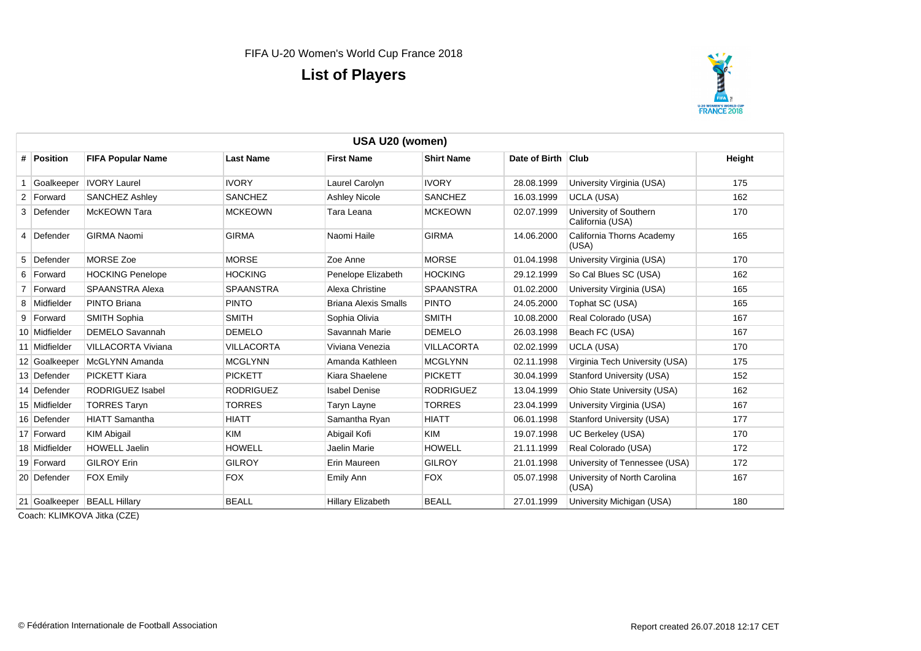FIFA U-20 Women's World Cup France 2018

# List of Players

## USA U20 (women)

| # | Position | FIFA Popular Name | Last Name | First Name | Shirt Name | Date of Birth | Club | Height |
|---|---|---|---|---|---|---|---|---|
| 1 | Goalkeeper | IVORY Laurel | IVORY | Laurel Carolyn | IVORY | 28.08.1999 | University Virginia (USA) | 175 |
| 2 | Forward | SANCHEZ Ashley | SANCHEZ | Ashley Nicole | SANCHEZ | 16.03.1999 | UCLA (USA) | 162 |
| 3 | Defender | McKEOWN Tara | MCKEOWN | Tara Leana | MCKEOWN | 02.07.1999 | University of Southern California (USA) | 170 |
| 4 | Defender | GIRMA Naomi | GIRMA | Naomi Haile | GIRMA | 14.06.2000 | California Thorns Academy (USA) | 165 |
| 5 | Defender | MORSE Zoe | MORSE | Zoe Anne | MORSE | 01.04.1998 | University Virginia (USA) | 170 |
| 6 | Forward | HOCKING Penelope | HOCKING | Penelope Elizabeth | HOCKING | 29.12.1999 | So Cal Blues SC (USA) | 162 |
| 7 | Forward | SPAANSTRA Alexa | SPAANSTRA | Alexa Christine | SPAANSTRA | 01.02.2000 | University Virginia (USA) | 165 |
| 8 | Midfielder | PINTO Briana | PINTO | Briana Alexis Smalls | PINTO | 24.05.2000 | Tophat SC (USA) | 165 |
| 9 | Forward | SMITH Sophia | SMITH | Sophia Olivia | SMITH | 10.08.2000 | Real Colorado (USA) | 167 |
| 10 | Midfielder | DEMELO Savannah | DEMELO | Savannah Marie | DEMELO | 26.03.1998 | Beach FC (USA) | 167 |
| 11 | Midfielder | VILLACORTA Viviana | VILLACORTA | Viviana Venezia | VILLACORTA | 02.02.1999 | UCLA (USA) | 170 |
| 12 | Goalkeeper | McGLYNN Amanda | MCGLYNN | Amanda Kathleen | MCGLYNN | 02.11.1998 | Virginia Tech University (USA) | 175 |
| 13 | Defender | PICKETT Kiara | PICKETT | Kiara Shaelene | PICKETT | 30.04.1999 | Stanford University (USA) | 152 |
| 14 | Defender | RODRIGUEZ Isabel | RODRIGUEZ | Isabel Denise | RODRIGUEZ | 13.04.1999 | Ohio State University (USA) | 162 |
| 15 | Midfielder | TORRES Taryn | TORRES | Taryn Layne | TORRES | 23.04.1999 | University Virginia (USA) | 167 |
| 16 | Defender | HIATT Samantha | HIATT | Samantha Ryan | HIATT | 06.01.1998 | Stanford University (USA) | 177 |
| 17 | Forward | KIM Abigail | KIM | Abigail Kofi | KIM | 19.07.1998 | UC Berkeley (USA) | 170 |
| 18 | Midfielder | HOWELL Jaelin | HOWELL | Jaelin Marie | HOWELL | 21.11.1999 | Real Colorado (USA) | 172 |
| 19 | Forward | GILROY Erin | GILROY | Erin Maureen | GILROY | 21.01.1998 | University of Tennessee (USA) | 172 |
| 20 | Defender | FOX Emily | FOX | Emily Ann | FOX | 05.07.1998 | University of North Carolina (USA) | 167 |
| 21 | Goalkeeper | BEALL Hillary | BEALL | Hillary Elizabeth | BEALL | 27.01.1999 | University Michigan (USA) | 180 |

Coach: KLIMKOVA Jitka (CZE)

© Fédération Internationale de Football Association

Report created 26.07.2018 12:17 CET